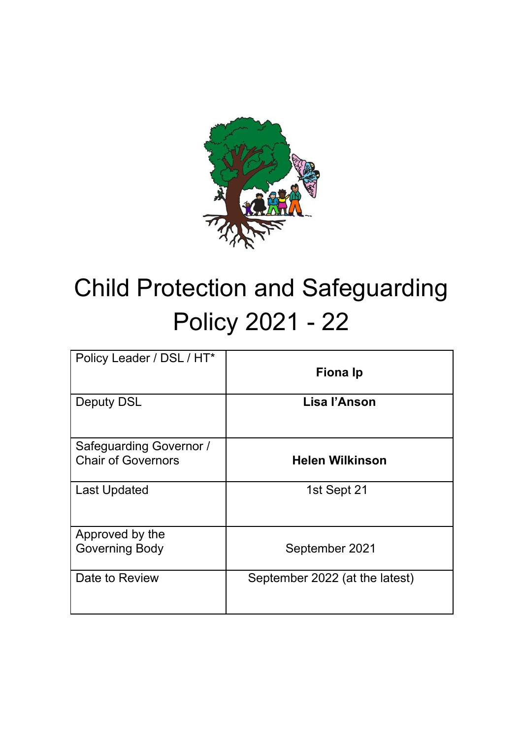# Child Protection and Safeguarding Policy 2021 - 22

| Policy Leader / DSL / HT* | **Fiona Ip** |
|---|---|
| Deputy DSL | **Lisa I'Anson** |
| Safeguarding Governor / Chair of Governors | **Helen Wilkinson** |
| Last Updated | 1st Sept 21 |
| Approved by the Governing Body | September 2021 |
| Date to Review | September 2022 (at the latest) |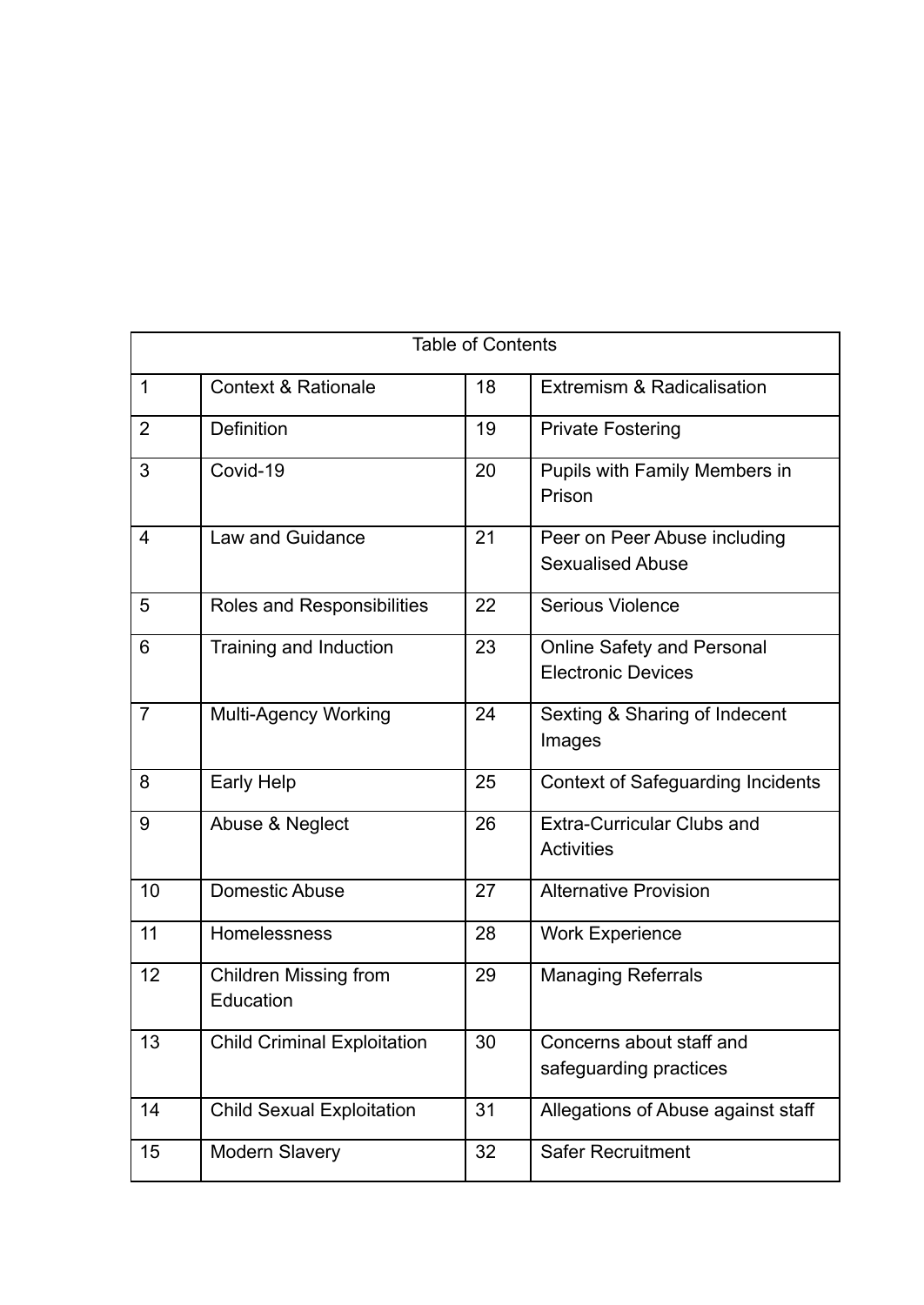| Table of Contents | | | |
|---|---|---|---|
| 1 | Context & Rationale | 18 | Extremism & Radicalisation |
| 2 | Definition | 19 | Private Fostering |
| 3 | Covid-19 | 20 | Pupils with Family Members in Prison |
| 4 | Law and Guidance | 21 | Peer on Peer Abuse including Sexualised Abuse |
| 5 | Roles and Responsibilities | 22 | Serious Violence |
| 6 | Training and Induction | 23 | Online Safety and Personal Electronic Devices |
| 7 | Multi-Agency Working | 24 | Sexting & Sharing of Indecent Images |
| 8 | Early Help | 25 | Context of Safeguarding Incidents |
| 9 | Abuse & Neglect | 26 | Extra-Curricular Clubs and Activities |
| 10 | Domestic Abuse | 27 | Alternative Provision |
| 11 | Homelessness | 28 | Work Experience |
| 12 | Children Missing from Education | 29 | Managing Referrals |
| 13 | Child Criminal Exploitation | 30 | Concerns about staff and safeguarding practices |
| 14 | Child Sexual Exploitation | 31 | Allegations of Abuse against staff |
| 15 | Modern Slavery | 32 | Safer Recruitment |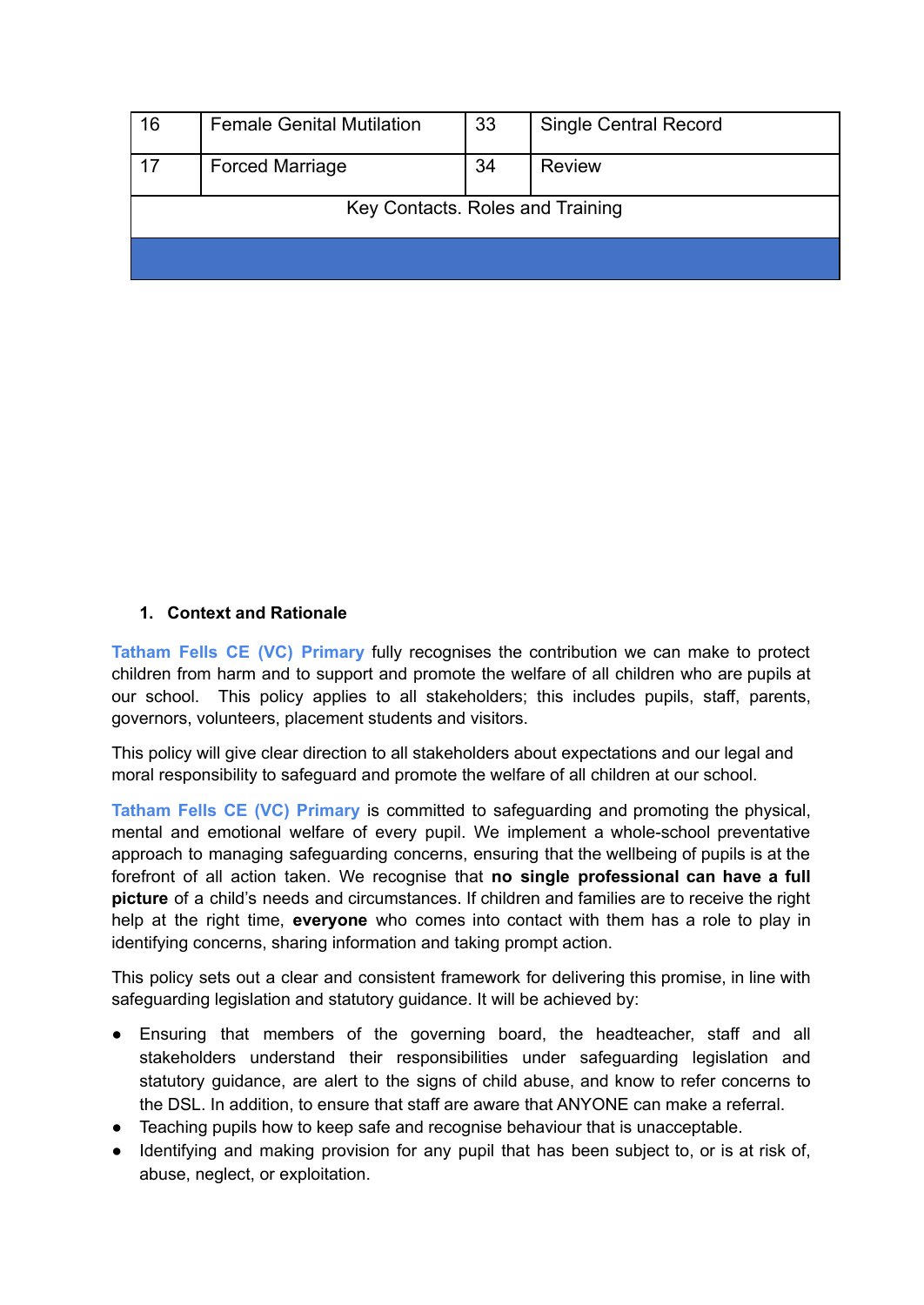| 16 | Female Genital Mutilation | 33 | Single Central Record |
|---|---|---|---|
| 17 | Forced Marriage | 34 | Review |
| Key Contacts. Roles and Training | | | |
| | | | |

**1. Context and Rationale**

**Tatham Fells CE (VC) Primary** fully recognises the contribution we can make to protect children from harm and to support and promote the welfare of all children who are pupils at our school. This policy applies to all stakeholders; this includes pupils, staff, parents, governors, volunteers, placement students and visitors.

This policy will give clear direction to all stakeholders about expectations and our legal and moral responsibility to safeguard and promote the welfare of all children at our school.

**Tatham Fells CE (VC) Primary** is committed to safeguarding and promoting the physical, mental and emotional welfare of every pupil. We implement a whole-school preventative approach to managing safeguarding concerns, ensuring that the wellbeing of pupils is at the forefront of all action taken. We recognise that **no single professional can have a full picture** of a child's needs and circumstances. If children and families are to receive the right help at the right time, **everyone** who comes into contact with them has a role to play in identifying concerns, sharing information and taking prompt action.

This policy sets out a clear and consistent framework for delivering this promise, in line with safeguarding legislation and statutory guidance. It will be achieved by:

- Ensuring that members of the governing board, the headteacher, staff and all stakeholders understand their responsibilities under safeguarding legislation and statutory guidance, are alert to the signs of child abuse, and know to refer concerns to the DSL. In addition, to ensure that staff are aware that ANYONE can make a referral.
- Teaching pupils how to keep safe and recognise behaviour that is unacceptable.
- Identifying and making provision for any pupil that has been subject to, or is at risk of, abuse, neglect, or exploitation.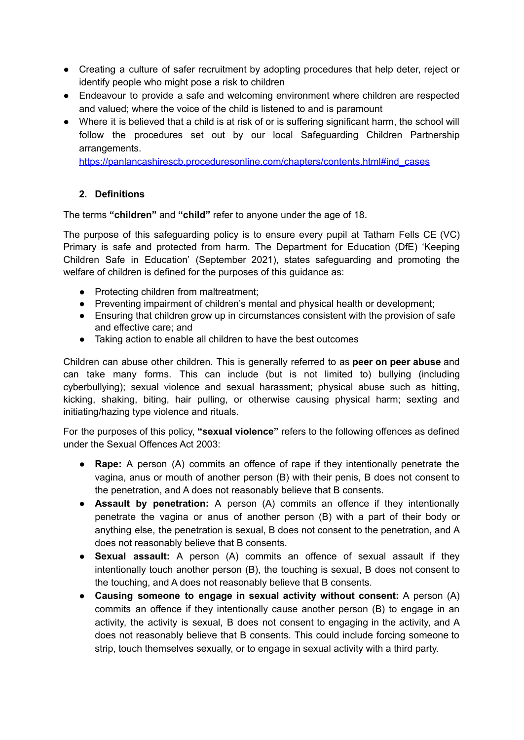- Creating a culture of safer recruitment by adopting procedures that help deter, reject or identify people who might pose a risk to children
- Endeavour to provide a safe and welcoming environment where children are respected and valued; where the voice of the child is listened to and is paramount
- Where it is believed that a child is at risk of or is suffering significant harm, the school will follow the procedures set out by our local Safeguarding Children Partnership arrangements. [https://panlancashirescb.proceduresonline.com/chapters/contents.html#ind_cases](https://panlancashirescb.proceduresonline.com/chapters/contents.html#ind_cases)

## 2. Definitions

The terms **"children"** and **"child"** refer to anyone under the age of 18.

The purpose of this safeguarding policy is to ensure every pupil at Tatham Fells CE (VC) Primary is safe and protected from harm. The Department for Education (DfE) 'Keeping Children Safe in Education' (September 2021), states safeguarding and promoting the welfare of children is defined for the purposes of this guidance as:

- Protecting children from maltreatment;
- Preventing impairment of children's mental and physical health or development;
- Ensuring that children grow up in circumstances consistent with the provision of safe and effective care; and
- Taking action to enable all children to have the best outcomes

Children can abuse other children. This is generally referred to as **peer on peer abuse** and can take many forms. This can include (but is not limited to) bullying (including cyberbullying); sexual violence and sexual harassment; physical abuse such as hitting, kicking, shaking, biting, hair pulling, or otherwise causing physical harm; sexting and initiating/hazing type violence and rituals.

For the purposes of this policy, **"sexual violence"** refers to the following offences as defined under the Sexual Offences Act 2003:

- **Rape:** A person (A) commits an offence of rape if they intentionally penetrate the vagina, anus or mouth of another person (B) with their penis, B does not consent to the penetration, and A does not reasonably believe that B consents.
- **Assault by penetration:** A person (A) commits an offence if they intentionally penetrate the vagina or anus of another person (B) with a part of their body or anything else, the penetration is sexual, B does not consent to the penetration, and A does not reasonably believe that B consents.
- **Sexual assault:** A person (A) commits an offence of sexual assault if they intentionally touch another person (B), the touching is sexual, B does not consent to the touching, and A does not reasonably believe that B consents.
- **Causing someone to engage in sexual activity without consent:** A person (A) commits an offence if they intentionally cause another person (B) to engage in an activity, the activity is sexual, B does not consent to engaging in the activity, and A does not reasonably believe that B consents. This could include forcing someone to strip, touch themselves sexually, or to engage in sexual activity with a third party.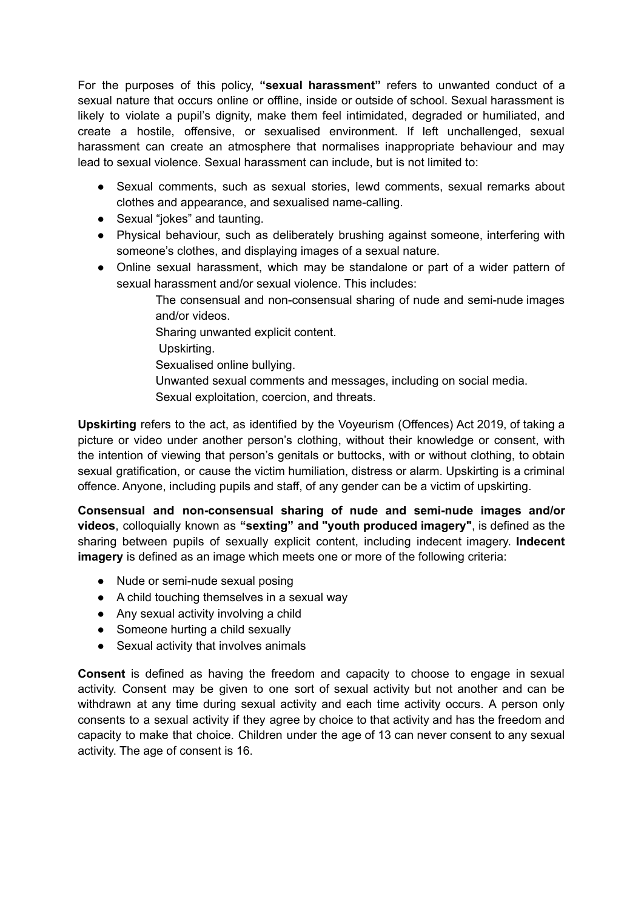For the purposes of this policy, **"sexual harassment"** refers to unwanted conduct of a sexual nature that occurs online or offline, inside or outside of school. Sexual harassment is likely to violate a pupil's dignity, make them feel intimidated, degraded or humiliated, and create a hostile, offensive, or sexualised environment. If left unchallenged, sexual harassment can create an atmosphere that normalises inappropriate behaviour and may lead to sexual violence. Sexual harassment can include, but is not limited to:

- Sexual comments, such as sexual stories, lewd comments, sexual remarks about clothes and appearance, and sexualised name-calling.
- Sexual "jokes" and taunting.
- Physical behaviour, such as deliberately brushing against someone, interfering with someone's clothes, and displaying images of a sexual nature.
- Online sexual harassment, which may be standalone or part of a wider pattern of sexual harassment and/or sexual violence. This includes:
  - The consensual and non-consensual sharing of nude and semi-nude images and/or videos.
  - Sharing unwanted explicit content.
  - Upskirting.
  - Sexualised online bullying.
  - Unwanted sexual comments and messages, including on social media.
  - Sexual exploitation, coercion, and threats.

**Upskirting** refers to the act, as identified by the Voyeurism (Offences) Act 2019, of taking a picture or video under another person's clothing, without their knowledge or consent, with the intention of viewing that person's genitals or buttocks, with or without clothing, to obtain sexual gratification, or cause the victim humiliation, distress or alarm. Upskirting is a criminal offence. Anyone, including pupils and staff, of any gender can be a victim of upskirting.

**Consensual and non-consensual sharing of nude and semi-nude images and/or videos**, colloquially known as **"sexting" and "youth produced imagery"**, is defined as the sharing between pupils of sexually explicit content, including indecent imagery. **Indecent imagery** is defined as an image which meets one or more of the following criteria:

- Nude or semi-nude sexual posing
- A child touching themselves in a sexual way
- Any sexual activity involving a child
- Someone hurting a child sexually
- Sexual activity that involves animals

**Consent** is defined as having the freedom and capacity to choose to engage in sexual activity. Consent may be given to one sort of sexual activity but not another and can be withdrawn at any time during sexual activity and each time activity occurs. A person only consents to a sexual activity if they agree by choice to that activity and has the freedom and capacity to make that choice. Children under the age of 13 can never consent to any sexual activity. The age of consent is 16.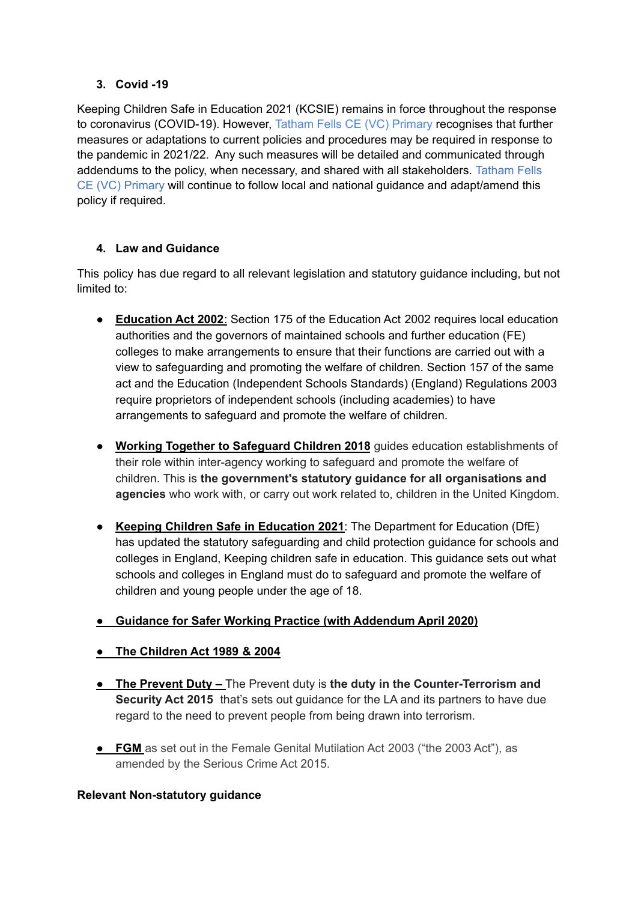### 3. Covid -19

Keeping Children Safe in Education 2021 (KCSIE) remains in force throughout the response to coronavirus (COVID-19). However, Tatham Fells CE (VC) Primary recognises that further measures or adaptations to current policies and procedures may be required in response to the pandemic in 2021/22. Any such measures will be detailed and communicated through addendums to the policy, when necessary, and shared with all stakeholders. Tatham Fells CE (VC) Primary will continue to follow local and national guidance and adapt/amend this policy if required.

### 4. Law and Guidance

This policy has due regard to all relevant legislation and statutory guidance including, but not limited to:

- **Education Act 2002**: Section 175 of the Education Act 2002 requires local education authorities and the governors of maintained schools and further education (FE) colleges to make arrangements to ensure that their functions are carried out with a view to safeguarding and promoting the welfare of children. Section 157 of the same act and the Education (Independent Schools Standards) (England) Regulations 2003 require proprietors of independent schools (including academies) to have arrangements to safeguard and promote the welfare of children.

- **Working Together to Safeguard Children 2018** guides education establishments of their role within inter-agency working to safeguard and promote the welfare of children. This is **the government's statutory guidance for all organisations and agencies** who work with, or carry out work related to, children in the United Kingdom.

- **Keeping Children Safe in Education 2021**: The Department for Education (DfE) has updated the statutory safeguarding and child protection guidance for schools and colleges in England, Keeping children safe in education. This guidance sets out what schools and colleges in England must do to safeguard and promote the welfare of children and young people under the age of 18.

- **Guidance for Safer Working Practice (with Addendum April 2020)**

- **The Children Act 1989 & 2004**

- **The Prevent Duty –** The Prevent duty is **the duty in the Counter-Terrorism and Security Act 2015** that's sets out guidance for the LA and its partners to have due regard to the need to prevent people from being drawn into terrorism.

- **FGM** as set out in the Female Genital Mutilation Act 2003 ("the 2003 Act"), as amended by the Serious Crime Act 2015.

**Relevant Non-statutory guidance**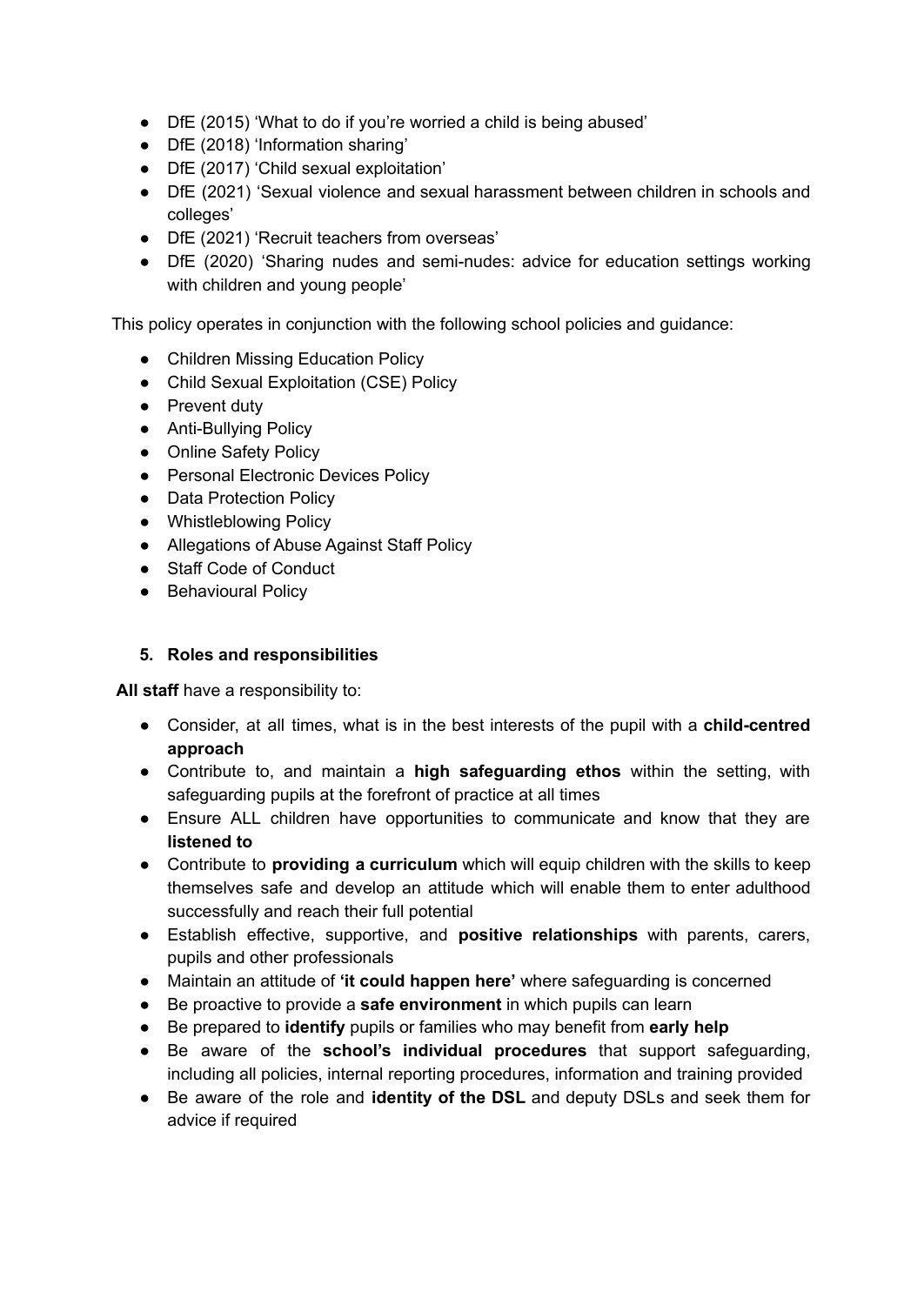- DfE (2015) 'What to do if you're worried a child is being abused'
- DfE (2018) 'Information sharing'
- DfE (2017) 'Child sexual exploitation'
- DfE (2021) 'Sexual violence and sexual harassment between children in schools and colleges'
- DfE (2021) 'Recruit teachers from overseas'
- DfE (2020) 'Sharing nudes and semi-nudes: advice for education settings working with children and young people'

This policy operates in conjunction with the following school policies and guidance:

- Children Missing Education Policy
- Child Sexual Exploitation (CSE) Policy
- Prevent duty
- Anti-Bullying Policy
- Online Safety Policy
- Personal Electronic Devices Policy
- Data Protection Policy
- Whistleblowing Policy
- Allegations of Abuse Against Staff Policy
- Staff Code of Conduct
- Behavioural Policy

## 5. Roles and responsibilities

**All staff** have a responsibility to:

- Consider, at all times, what is in the best interests of the pupil with a **child-centred approach**
- Contribute to, and maintain a **high safeguarding ethos** within the setting, with safeguarding pupils at the forefront of practice at all times
- Ensure ALL children have opportunities to communicate and know that they are **listened to**
- Contribute to **providing a curriculum** which will equip children with the skills to keep themselves safe and develop an attitude which will enable them to enter adulthood successfully and reach their full potential
- Establish effective, supportive, and **positive relationships** with parents, carers, pupils and other professionals
- Maintain an attitude of **'it could happen here'** where safeguarding is concerned
- Be proactive to provide a **safe environment** in which pupils can learn
- Be prepared to **identify** pupils or families who may benefit from **early help**
- Be aware of the **school's individual procedures** that support safeguarding, including all policies, internal reporting procedures, information and training provided
- Be aware of the role and **identity of the DSL** and deputy DSLs and seek them for advice if required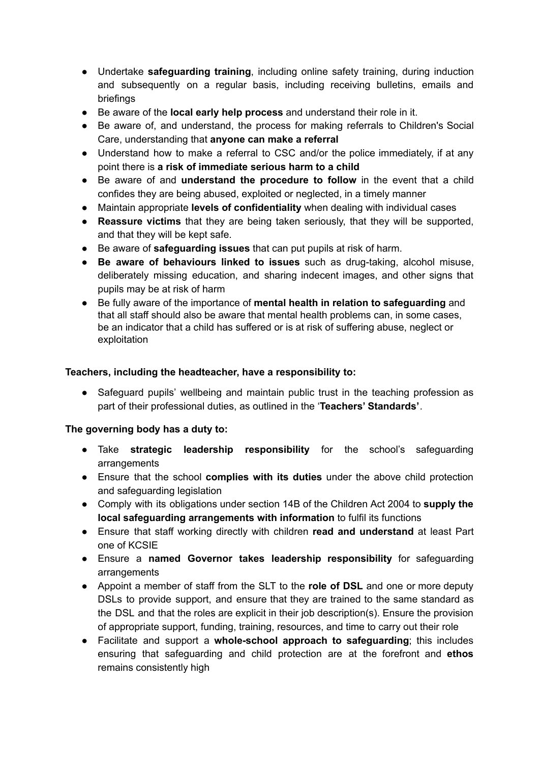- Undertake **safeguarding training**, including online safety training, during induction and subsequently on a regular basis, including receiving bulletins, emails and briefings
- Be aware of the **local early help process** and understand their role in it.
- Be aware of, and understand, the process for making referrals to Children's Social Care, understanding that **anyone can make a referral**
- Understand how to make a referral to CSC and/or the police immediately, if at any point there is **a risk of immediate serious harm to a child**
- Be aware of and **understand the procedure to follow** in the event that a child confides they are being abused, exploited or neglected, in a timely manner
- Maintain appropriate **levels of confidentiality** when dealing with individual cases
- **Reassure victims** that they are being taken seriously, that they will be supported, and that they will be kept safe.
- Be aware of **safeguarding issues** that can put pupils at risk of harm.
- **Be aware of behaviours linked to issues** such as drug-taking, alcohol misuse, deliberately missing education, and sharing indecent images, and other signs that pupils may be at risk of harm
- Be fully aware of the importance of **mental health in relation to safeguarding** and that all staff should also be aware that mental health problems can, in some cases, be an indicator that a child has suffered or is at risk of suffering abuse, neglect or exploitation

**Teachers, including the headteacher, have a responsibility to:**

- Safeguard pupils' wellbeing and maintain public trust in the teaching profession as part of their professional duties, as outlined in the '**Teachers' Standards'**.

**The governing body has a duty to:**

- Take **strategic leadership responsibility** for the school's safeguarding arrangements
- Ensure that the school **complies with its duties** under the above child protection and safeguarding legislation
- Comply with its obligations under section 14B of the Children Act 2004 to **supply the local safeguarding arrangements with information** to fulfil its functions
- Ensure that staff working directly with children **read and understand** at least Part one of KCSIE
- Ensure a **named Governor takes leadership responsibility** for safeguarding arrangements
- Appoint a member of staff from the SLT to the **role of DSL** and one or more deputy DSLs to provide support, and ensure that they are trained to the same standard as the DSL and that the roles are explicit in their job description(s). Ensure the provision of appropriate support, funding, training, resources, and time to carry out their role
- Facilitate and support a **whole-school approach to safeguarding**; this includes ensuring that safeguarding and child protection are at the forefront and **ethos** remains consistently high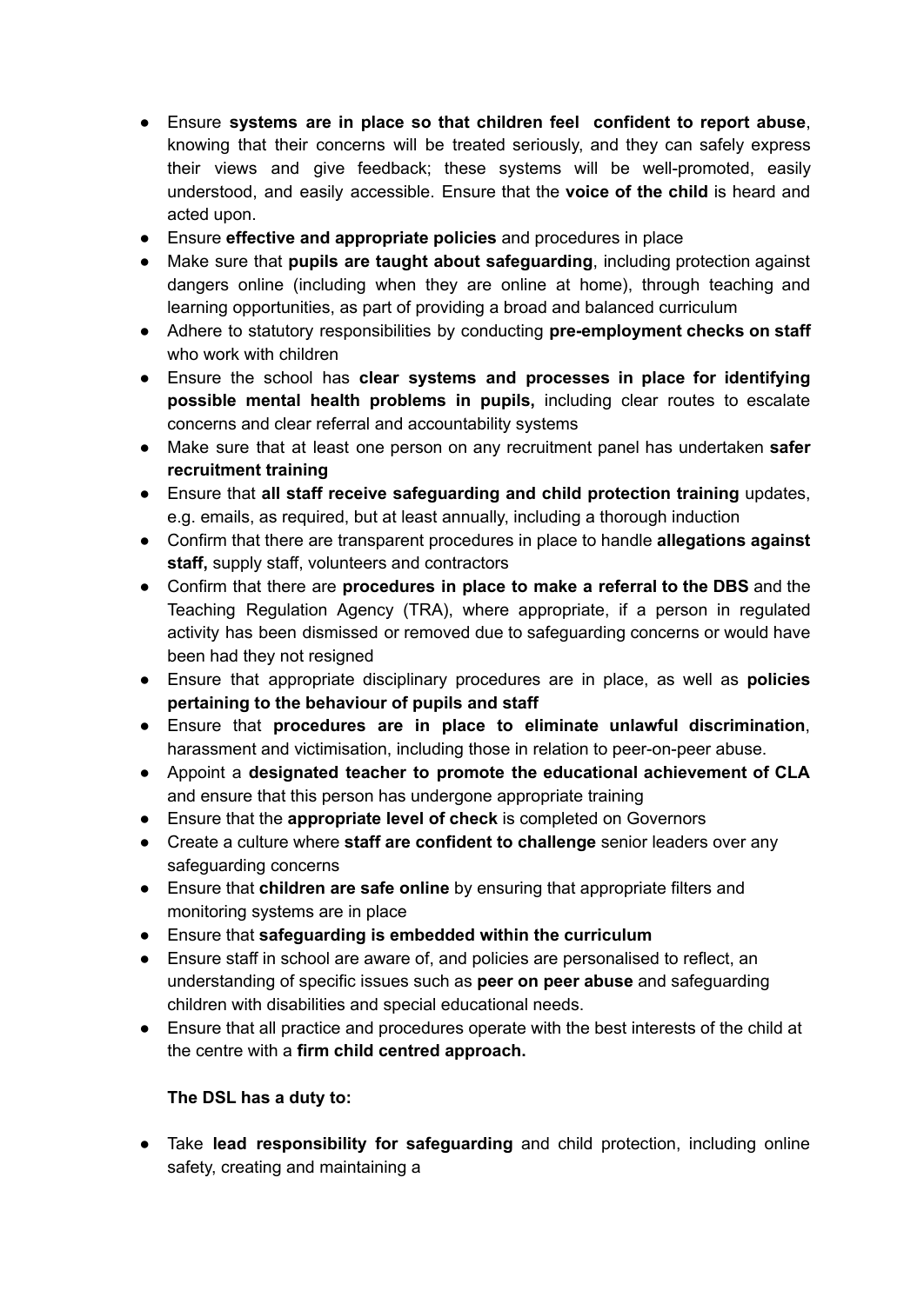- Ensure **systems are in place so that children feel confident to report abuse**, knowing that their concerns will be treated seriously, and they can safely express their views and give feedback; these systems will be well-promoted, easily understood, and easily accessible. Ensure that the **voice of the child** is heard and acted upon.
- Ensure **effective and appropriate policies** and procedures in place
- Make sure that **pupils are taught about safeguarding**, including protection against dangers online (including when they are online at home), through teaching and learning opportunities, as part of providing a broad and balanced curriculum
- Adhere to statutory responsibilities by conducting **pre-employment checks on staff** who work with children
- Ensure the school has **clear systems and processes in place for identifying possible mental health problems in pupils,** including clear routes to escalate concerns and clear referral and accountability systems
- Make sure that at least one person on any recruitment panel has undertaken **safer recruitment training**
- Ensure that **all staff receive safeguarding and child protection training** updates, e.g. emails, as required, but at least annually, including a thorough induction
- Confirm that there are transparent procedures in place to handle **allegations against staff,** supply staff, volunteers and contractors
- Confirm that there are **procedures in place to make a referral to the DBS** and the Teaching Regulation Agency (TRA), where appropriate, if a person in regulated activity has been dismissed or removed due to safeguarding concerns or would have been had they not resigned
- Ensure that appropriate disciplinary procedures are in place, as well as **policies pertaining to the behaviour of pupils and staff**
- Ensure that **procedures are in place to eliminate unlawful discrimination**, harassment and victimisation, including those in relation to peer-on-peer abuse.
- Appoint a **designated teacher to promote the educational achievement of CLA** and ensure that this person has undergone appropriate training
- Ensure that the **appropriate level of check** is completed on Governors
- Create a culture where **staff are confident to challenge** senior leaders over any safeguarding concerns
- Ensure that **children are safe online** by ensuring that appropriate filters and monitoring systems are in place
- Ensure that **safeguarding is embedded within the curriculum**
- Ensure staff in school are aware of, and policies are personalised to reflect, an understanding of specific issues such as **peer on peer abuse** and safeguarding children with disabilities and special educational needs.
- Ensure that all practice and procedures operate with the best interests of the child at the centre with a **firm child centred approach.**

**The DSL has a duty to:**

- Take **lead responsibility for safeguarding** and child protection, including online safety, creating and maintaining a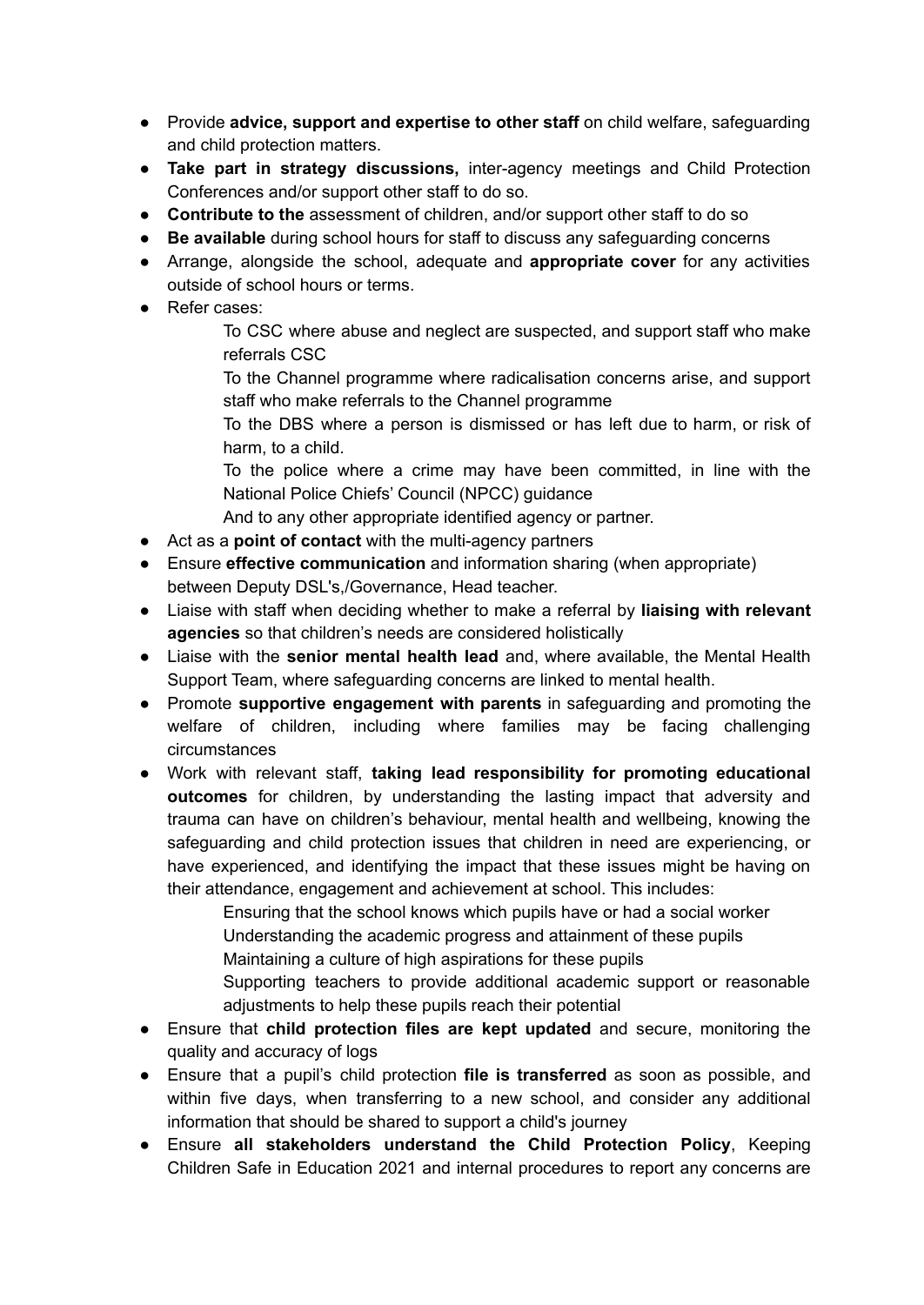- Provide **advice, support and expertise to other staff** on child welfare, safeguarding and child protection matters.
- **Take part in strategy discussions,** inter-agency meetings and Child Protection Conferences and/or support other staff to do so.
- **Contribute to the** assessment of children, and/or support other staff to do so
- **Be available** during school hours for staff to discuss any safeguarding concerns
- Arrange, alongside the school, adequate and **appropriate cover** for any activities outside of school hours or terms.
- Refer cases:
    - To CSC where abuse and neglect are suspected, and support staff who make referrals CSC
    - To the Channel programme where radicalisation concerns arise, and support staff who make referrals to the Channel programme
    - To the DBS where a person is dismissed or has left due to harm, or risk of harm, to a child.
    - To the police where a crime may have been committed, in line with the National Police Chiefs' Council (NPCC) guidance
    - And to any other appropriate identified agency or partner.
- Act as a **point of contact** with the multi-agency partners
- Ensure **effective communication** and information sharing (when appropriate) between Deputy DSL's,/Governance, Head teacher.
- Liaise with staff when deciding whether to make a referral by **liaising with relevant agencies** so that children's needs are considered holistically
- Liaise with the **senior mental health lead** and, where available, the Mental Health Support Team, where safeguarding concerns are linked to mental health.
- Promote **supportive engagement with parents** in safeguarding and promoting the welfare of children, including where families may be facing challenging circumstances
- Work with relevant staff, **taking lead responsibility for promoting educational outcomes** for children, by understanding the lasting impact that adversity and trauma can have on children's behaviour, mental health and wellbeing, knowing the safeguarding and child protection issues that children in need are experiencing, or have experienced, and identifying the impact that these issues might be having on their attendance, engagement and achievement at school. This includes:
    - Ensuring that the school knows which pupils have or had a social worker
    - Understanding the academic progress and attainment of these pupils
    - Maintaining a culture of high aspirations for these pupils
    - Supporting teachers to provide additional academic support or reasonable adjustments to help these pupils reach their potential
- Ensure that **child protection files are kept updated** and secure, monitoring the quality and accuracy of logs
- Ensure that a pupil's child protection **file is transferred** as soon as possible, and within five days, when transferring to a new school, and consider any additional information that should be shared to support a child's journey
- Ensure **all stakeholders understand the Child Protection Policy**, Keeping Children Safe in Education 2021 and internal procedures to report any concerns are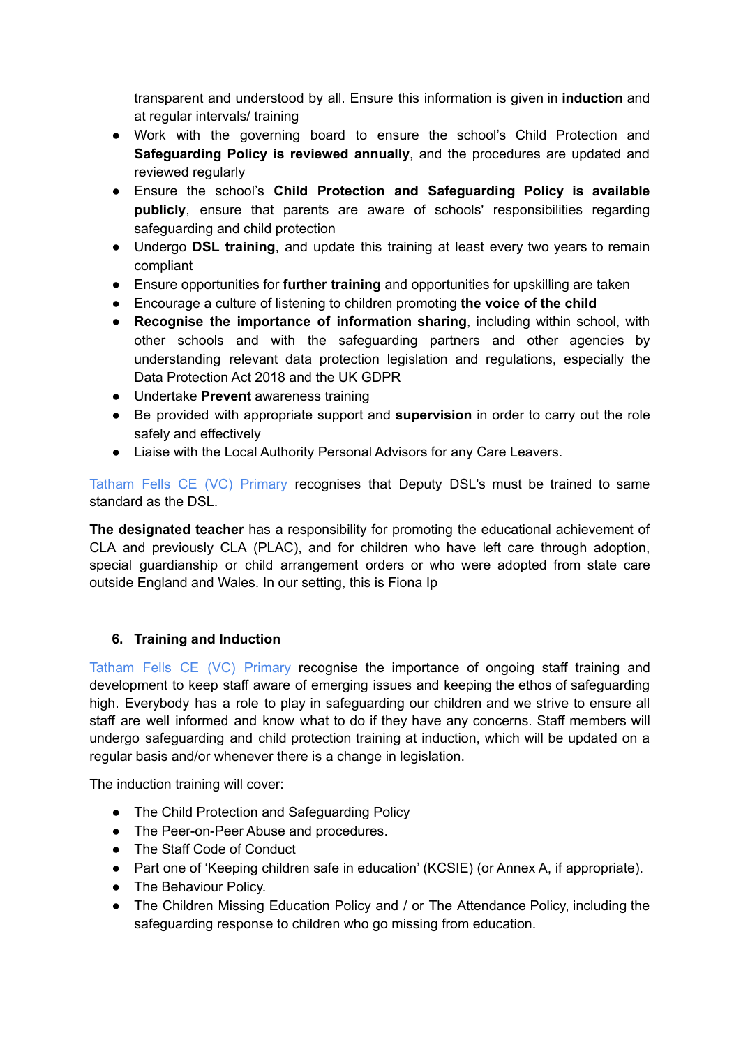transparent and understood by all. Ensure this information is given in **induction** and at regular intervals/ training

- Work with the governing board to ensure the school's Child Protection and **Safeguarding Policy is reviewed annually**, and the procedures are updated and reviewed regularly
- Ensure the school's **Child Protection and Safeguarding Policy is available publicly**, ensure that parents are aware of schools' responsibilities regarding safeguarding and child protection
- Undergo **DSL training**, and update this training at least every two years to remain compliant
- Ensure opportunities for **further training** and opportunities for upskilling are taken
- Encourage a culture of listening to children promoting **the voice of the child**
- **Recognise the importance of information sharing**, including within school, with other schools and with the safeguarding partners and other agencies by understanding relevant data protection legislation and regulations, especially the Data Protection Act 2018 and the UK GDPR
- Undertake **Prevent** awareness training
- Be provided with appropriate support and **supervision** in order to carry out the role safely and effectively
- Liaise with the Local Authority Personal Advisors for any Care Leavers.

Tatham Fells CE (VC) Primary recognises that Deputy DSL's must be trained to same standard as the DSL.

**The designated teacher** has a responsibility for promoting the educational achievement of CLA and previously CLA (PLAC), and for children who have left care through adoption, special guardianship or child arrangement orders or who were adopted from state care outside England and Wales. In our setting, this is Fiona Ip

## 6. Training and Induction

Tatham Fells CE (VC) Primary recognise the importance of ongoing staff training and development to keep staff aware of emerging issues and keeping the ethos of safeguarding high. Everybody has a role to play in safeguarding our children and we strive to ensure all staff are well informed and know what to do if they have any concerns. Staff members will undergo safeguarding and child protection training at induction, which will be updated on a regular basis and/or whenever there is a change in legislation.

The induction training will cover:

- The Child Protection and Safeguarding Policy
- The Peer-on-Peer Abuse and procedures.
- The Staff Code of Conduct
- Part one of 'Keeping children safe in education' (KCSIE) (or Annex A, if appropriate).
- The Behaviour Policy.
- The Children Missing Education Policy and / or The Attendance Policy, including the safeguarding response to children who go missing from education.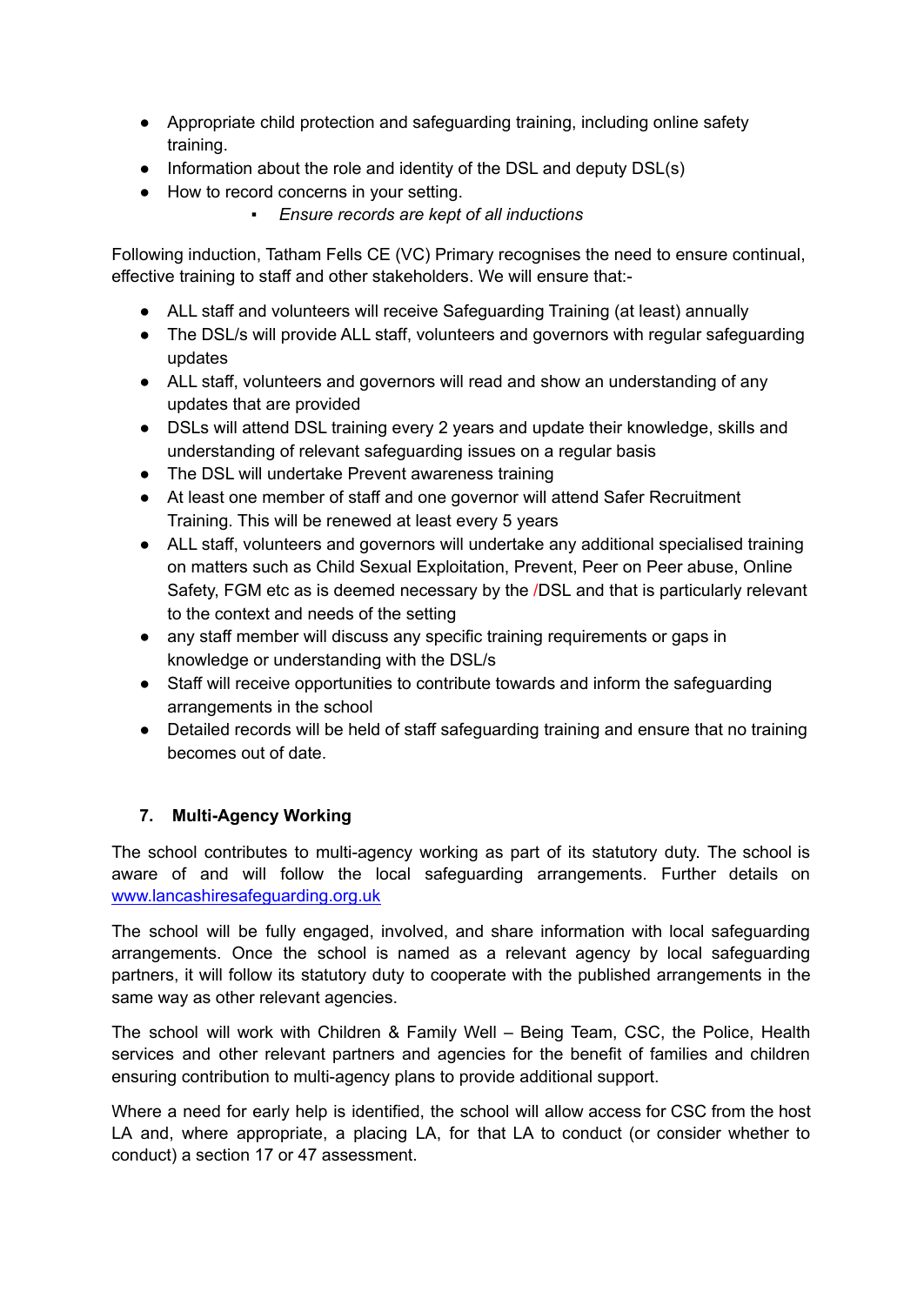- Appropriate child protection and safeguarding training, including online safety training.
- Information about the role and identity of the DSL and deputy DSL(s)
- How to record concerns in your setting.
    - *Ensure records are kept of all inductions*

Following induction, Tatham Fells CE (VC) Primary recognises the need to ensure continual, effective training to staff and other stakeholders. We will ensure that:-

- ALL staff and volunteers will receive Safeguarding Training (at least) annually
- The DSL/s will provide ALL staff, volunteers and governors with regular safeguarding updates
- ALL staff, volunteers and governors will read and show an understanding of any updates that are provided
- DSLs will attend DSL training every 2 years and update their knowledge, skills and understanding of relevant safeguarding issues on a regular basis
- The DSL will undertake Prevent awareness training
- At least one member of staff and one governor will attend Safer Recruitment Training. This will be renewed at least every 5 years
- ALL staff, volunteers and governors will undertake any additional specialised training on matters such as Child Sexual Exploitation, Prevent, Peer on Peer abuse, Online Safety, FGM etc as is deemed necessary by the /DSL and that is particularly relevant to the context and needs of the setting
- any staff member will discuss any specific training requirements or gaps in knowledge or understanding with the DSL/s
- Staff will receive opportunities to contribute towards and inform the safeguarding arrangements in the school
- Detailed records will be held of staff safeguarding training and ensure that no training becomes out of date.

## 7. Multi-Agency Working

The school contributes to multi-agency working as part of its statutory duty. The school is aware of and will follow the local safeguarding arrangements. Further details on www.lancashiresafeguarding.org.uk

The school will be fully engaged, involved, and share information with local safeguarding arrangements. Once the school is named as a relevant agency by local safeguarding partners, it will follow its statutory duty to cooperate with the published arrangements in the same way as other relevant agencies.

The school will work with Children & Family Well – Being Team, CSC, the Police, Health services and other relevant partners and agencies for the benefit of families and children ensuring contribution to multi-agency plans to provide additional support.

Where a need for early help is identified, the school will allow access for CSC from the host LA and, where appropriate, a placing LA, for that LA to conduct (or consider whether to conduct) a section 17 or 47 assessment.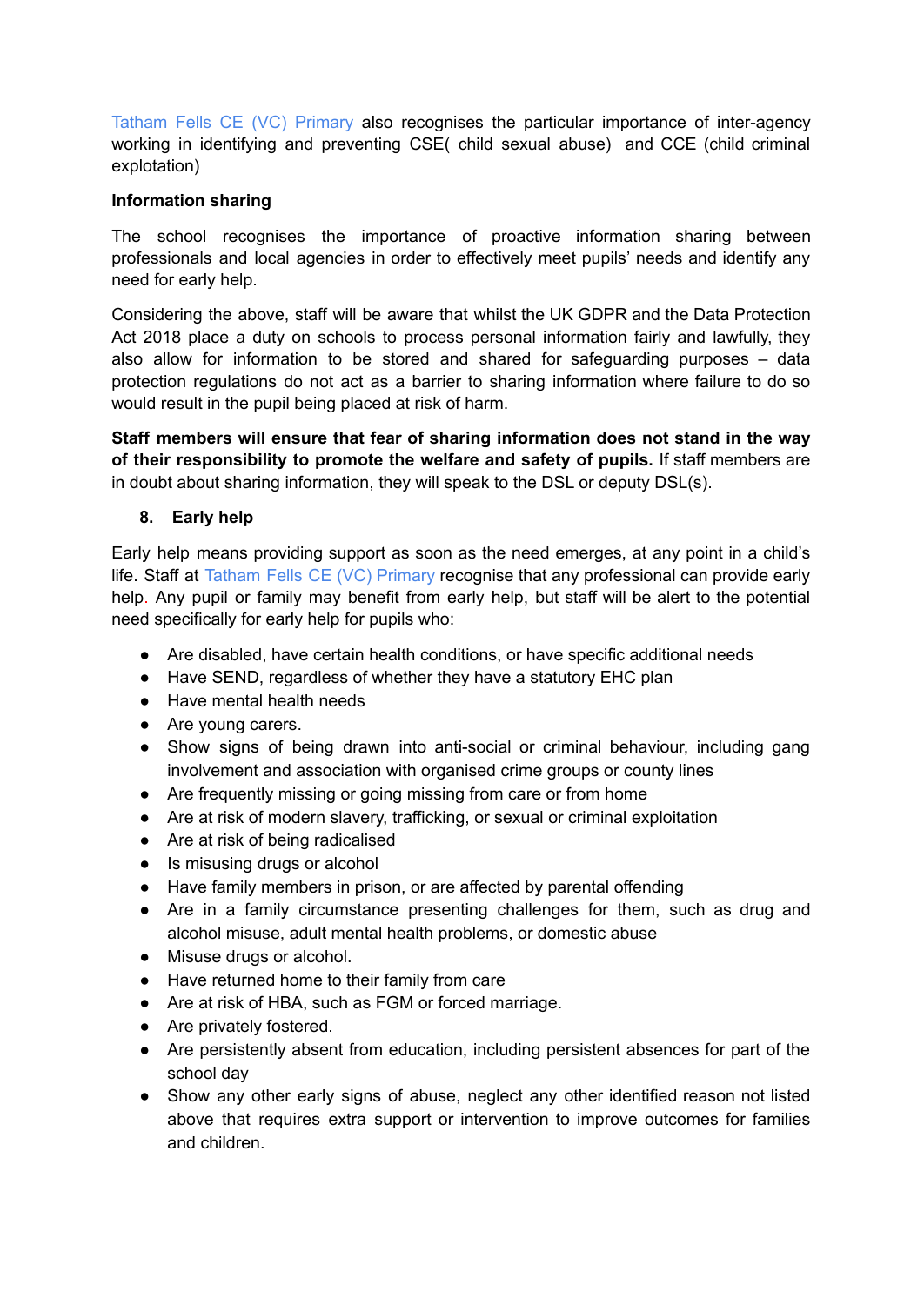Tatham Fells CE (VC) Primary also recognises the particular importance of inter-agency working in identifying and preventing CSE( child sexual abuse) and CCE (child criminal explotation)

**Information sharing**

The school recognises the importance of proactive information sharing between professionals and local agencies in order to effectively meet pupils' needs and identify any need for early help.

Considering the above, staff will be aware that whilst the UK GDPR and the Data Protection Act 2018 place a duty on schools to process personal information fairly and lawfully, they also allow for information to be stored and shared for safeguarding purposes – data protection regulations do not act as a barrier to sharing information where failure to do so would result in the pupil being placed at risk of harm.

**Staff members will ensure that fear of sharing information does not stand in the way of their responsibility to promote the welfare and safety of pupils.** If staff members are in doubt about sharing information, they will speak to the DSL or deputy DSL(s).

## 8. Early help

Early help means providing support as soon as the need emerges, at any point in a child's life. Staff at Tatham Fells CE (VC) Primary recognise that any professional can provide early help. Any pupil or family may benefit from early help, but staff will be alert to the potential need specifically for early help for pupils who:

- Are disabled, have certain health conditions, or have specific additional needs
- Have SEND, regardless of whether they have a statutory EHC plan
- Have mental health needs
- Are young carers.
- Show signs of being drawn into anti-social or criminal behaviour, including gang involvement and association with organised crime groups or county lines
- Are frequently missing or going missing from care or from home
- Are at risk of modern slavery, trafficking, or sexual or criminal exploitation
- Are at risk of being radicalised
- Is misusing drugs or alcohol
- Have family members in prison, or are affected by parental offending
- Are in a family circumstance presenting challenges for them, such as drug and alcohol misuse, adult mental health problems, or domestic abuse
- Misuse drugs or alcohol.
- Have returned home to their family from care
- Are at risk of HBA, such as FGM or forced marriage.
- Are privately fostered.
- Are persistently absent from education, including persistent absences for part of the school day
- Show any other early signs of abuse, neglect any other identified reason not listed above that requires extra support or intervention to improve outcomes for families and children.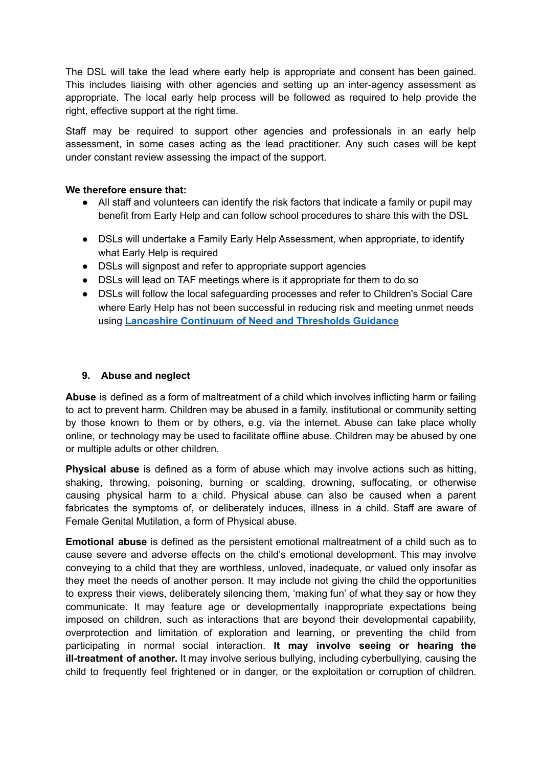The DSL will take the lead where early help is appropriate and consent has been gained. This includes liaising with other agencies and setting up an inter-agency assessment as appropriate. The local early help process will be followed as required to help provide the right, effective support at the right time.

Staff may be required to support other agencies and professionals in an early help assessment, in some cases acting as the lead practitioner. Any such cases will be kept under constant review assessing the impact of the support.

**We therefore ensure that:**

- All staff and volunteers can identify the risk factors that indicate a family or pupil may benefit from Early Help and can follow school procedures to share this with the DSL
- DSLs will undertake a Family Early Help Assessment, when appropriate, to identify what Early Help is required
- DSLs will signpost and refer to appropriate support agencies
- DSLs will lead on TAF meetings where is it appropriate for them to do so
- DSLs will follow the local safeguarding processes and refer to Children's Social Care where Early Help has not been successful in reducing risk and meeting unmet needs using **Lancashire Continuum of Need and Thresholds Guidance**

## 9. Abuse and neglect

**Abuse** is defined as a form of maltreatment of a child which involves inflicting harm or failing to act to prevent harm. Children may be abused in a family, institutional or community setting by those known to them or by others, e.g. via the internet. Abuse can take place wholly online, or technology may be used to facilitate offline abuse. Children may be abused by one or multiple adults or other children.

**Physical abuse** is defined as a form of abuse which may involve actions such as hitting, shaking, throwing, poisoning, burning or scalding, drowning, suffocating, or otherwise causing physical harm to a child. Physical abuse can also be caused when a parent fabricates the symptoms of, or deliberately induces, illness in a child. Staff are aware of Female Genital Mutilation, a form of Physical abuse.

**Emotional abuse** is defined as the persistent emotional maltreatment of a child such as to cause severe and adverse effects on the child's emotional development. This may involve conveying to a child that they are worthless, unloved, inadequate, or valued only insofar as they meet the needs of another person. It may include not giving the child the opportunities to express their views, deliberately silencing them, 'making fun' of what they say or how they communicate. It may feature age or developmentally inappropriate expectations being imposed on children, such as interactions that are beyond their developmental capability, overprotection and limitation of exploration and learning, or preventing the child from participating in normal social interaction. **It may involve seeing or hearing the ill-treatment of another.** It may involve serious bullying, including cyberbullying, causing the child to frequently feel frightened or in danger, or the exploitation or corruption of children.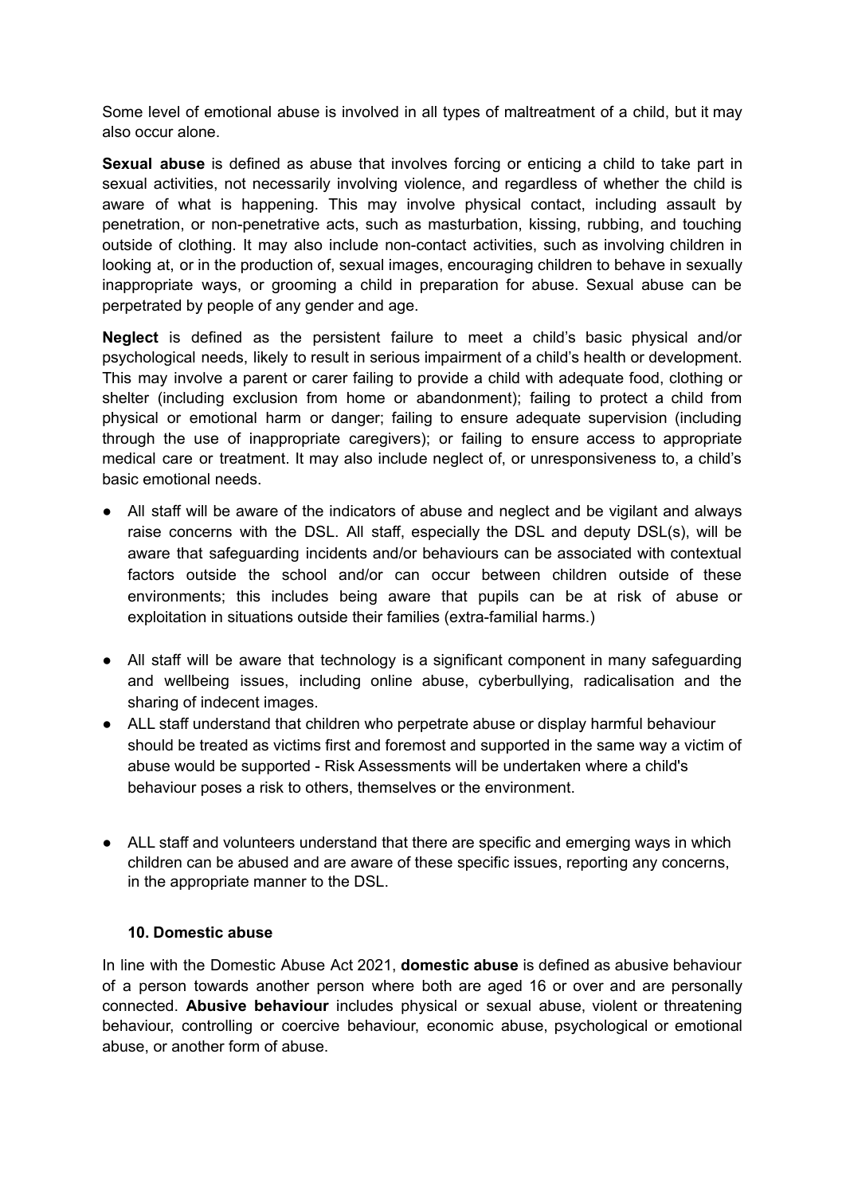Some level of emotional abuse is involved in all types of maltreatment of a child, but it may also occur alone.

**Sexual abuse** is defined as abuse that involves forcing or enticing a child to take part in sexual activities, not necessarily involving violence, and regardless of whether the child is aware of what is happening. This may involve physical contact, including assault by penetration, or non-penetrative acts, such as masturbation, kissing, rubbing, and touching outside of clothing. It may also include non-contact activities, such as involving children in looking at, or in the production of, sexual images, encouraging children to behave in sexually inappropriate ways, or grooming a child in preparation for abuse. Sexual abuse can be perpetrated by people of any gender and age.

**Neglect** is defined as the persistent failure to meet a child's basic physical and/or psychological needs, likely to result in serious impairment of a child's health or development. This may involve a parent or carer failing to provide a child with adequate food, clothing or shelter (including exclusion from home or abandonment); failing to protect a child from physical or emotional harm or danger; failing to ensure adequate supervision (including through the use of inappropriate caregivers); or failing to ensure access to appropriate medical care or treatment. It may also include neglect of, or unresponsiveness to, a child's basic emotional needs.

- All staff will be aware of the indicators of abuse and neglect and be vigilant and always raise concerns with the DSL. All staff, especially the DSL and deputy DSL(s), will be aware that safeguarding incidents and/or behaviours can be associated with contextual factors outside the school and/or can occur between children outside of these environments; this includes being aware that pupils can be at risk of abuse or exploitation in situations outside their families (extra-familial harms.)
- All staff will be aware that technology is a significant component in many safeguarding and wellbeing issues, including online abuse, cyberbullying, radicalisation and the sharing of indecent images.
- ALL staff understand that children who perpetrate abuse or display harmful behaviour should be treated as victims first and foremost and supported in the same way a victim of abuse would be supported - Risk Assessments will be undertaken where a child's behaviour poses a risk to others, themselves or the environment.
- ALL staff and volunteers understand that there are specific and emerging ways in which children can be abused and are aware of these specific issues, reporting any concerns, in the appropriate manner to the DSL.

### 10. Domestic abuse

In line with the Domestic Abuse Act 2021, **domestic abuse** is defined as abusive behaviour of a person towards another person where both are aged 16 or over and are personally connected. **Abusive behaviour** includes physical or sexual abuse, violent or threatening behaviour, controlling or coercive behaviour, economic abuse, psychological or emotional abuse, or another form of abuse.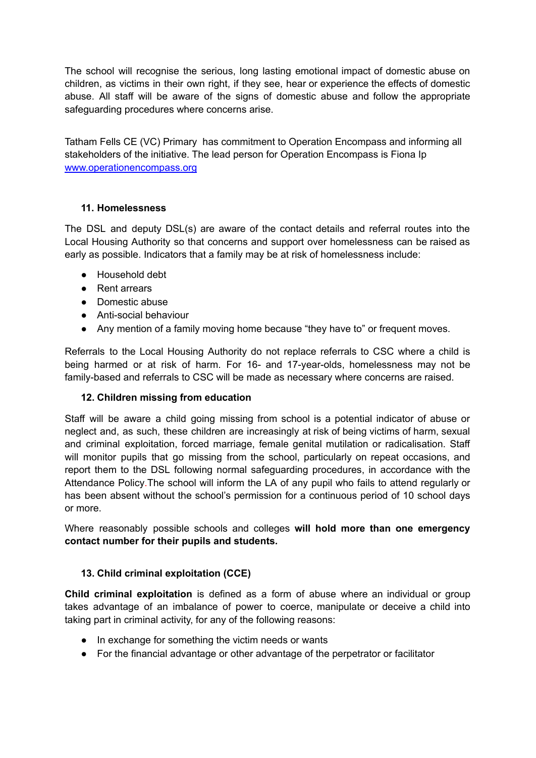The school will recognise the serious, long lasting emotional impact of domestic abuse on children, as victims in their own right, if they see, hear or experience the effects of domestic abuse. All staff will be aware of the signs of domestic abuse and follow the appropriate safeguarding procedures where concerns arise.

Tatham Fells CE (VC) Primary has commitment to Operation Encompass and informing all stakeholders of the initiative. The lead person for Operation Encompass is Fiona Ip [www.operationencompass.org](http://www.operationencompass.org)

### 11. Homelessness

The DSL and deputy DSL(s) are aware of the contact details and referral routes into the Local Housing Authority so that concerns and support over homelessness can be raised as early as possible. Indicators that a family may be at risk of homelessness include:

- Household debt
- Rent arrears
- Domestic abuse
- Anti-social behaviour
- Any mention of a family moving home because "they have to" or frequent moves.

Referrals to the Local Housing Authority do not replace referrals to CSC where a child is being harmed or at risk of harm. For 16- and 17-year-olds, homelessness may not be family-based and referrals to CSC will be made as necessary where concerns are raised.

### 12. Children missing from education

Staff will be aware a child going missing from school is a potential indicator of abuse or neglect and, as such, these children are increasingly at risk of being victims of harm, sexual and criminal exploitation, forced marriage, female genital mutilation or radicalisation. Staff will monitor pupils that go missing from the school, particularly on repeat occasions, and report them to the DSL following normal safeguarding procedures, in accordance with the Attendance Policy.The school will inform the LA of any pupil who fails to attend regularly or has been absent without the school's permission for a continuous period of 10 school days or more.

Where reasonably possible schools and colleges **will hold more than one emergency contact number for their pupils and students.**

### 13. Child criminal exploitation (CCE)

**Child criminal exploitation** is defined as a form of abuse where an individual or group takes advantage of an imbalance of power to coerce, manipulate or deceive a child into taking part in criminal activity, for any of the following reasons:

- In exchange for something the victim needs or wants
- For the financial advantage or other advantage of the perpetrator or facilitator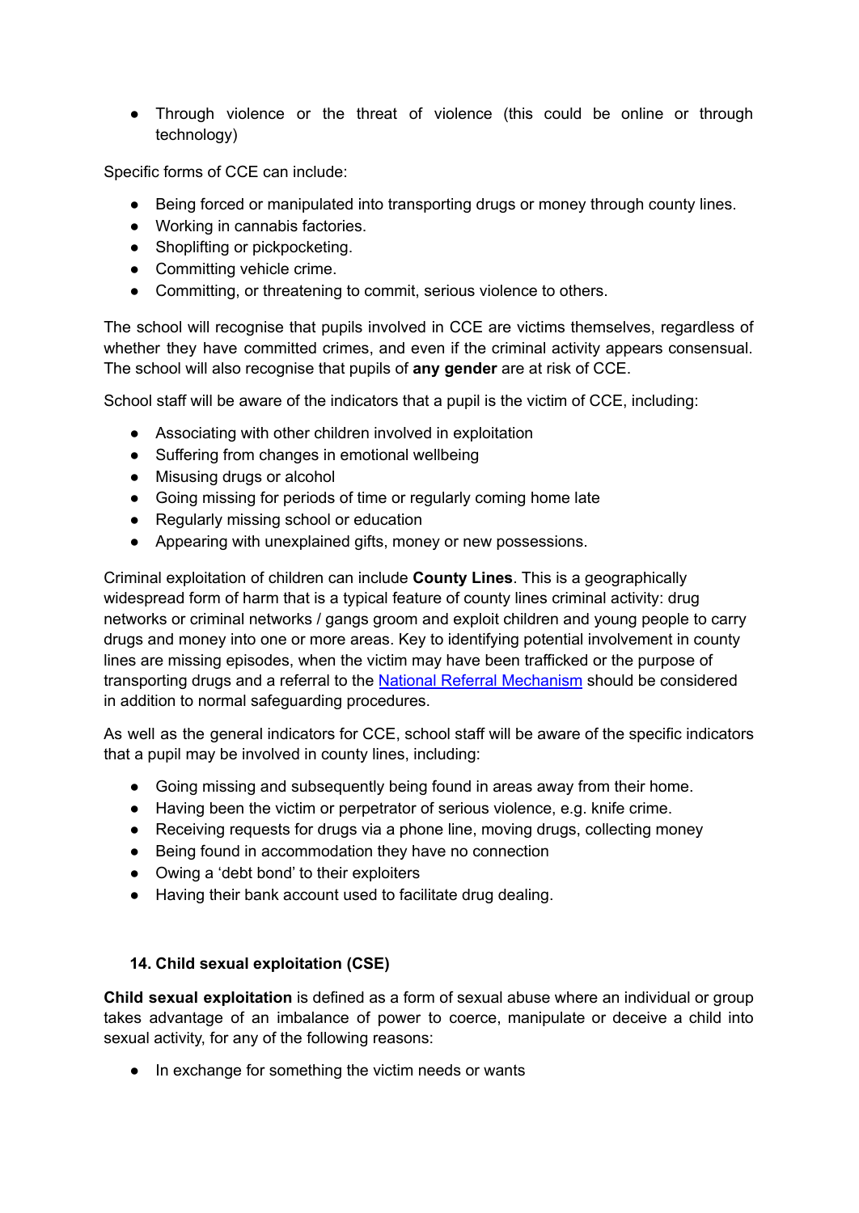- Through violence or the threat of violence (this could be online or through technology)

Specific forms of CCE can include:

- Being forced or manipulated into transporting drugs or money through county lines.
- Working in cannabis factories.
- Shoplifting or pickpocketing.
- Committing vehicle crime.
- Committing, or threatening to commit, serious violence to others.

The school will recognise that pupils involved in CCE are victims themselves, regardless of whether they have committed crimes, and even if the criminal activity appears consensual. The school will also recognise that pupils of **any gender** are at risk of CCE.

School staff will be aware of the indicators that a pupil is the victim of CCE, including:

- Associating with other children involved in exploitation
- Suffering from changes in emotional wellbeing
- Misusing drugs or alcohol
- Going missing for periods of time or regularly coming home late
- Regularly missing school or education
- Appearing with unexplained gifts, money or new possessions.

Criminal exploitation of children can include **County Lines**. This is a geographically widespread form of harm that is a typical feature of county lines criminal activity: drug networks or criminal networks / gangs groom and exploit children and young people to carry drugs and money into one or more areas. Key to identifying potential involvement in county lines are missing episodes, when the victim may have been trafficked or the purpose of transporting drugs and a referral to the [National Referral Mechanism] should be considered in addition to normal safeguarding procedures.

As well as the general indicators for CCE, school staff will be aware of the specific indicators that a pupil may be involved in county lines, including:

- Going missing and subsequently being found in areas away from their home.
- Having been the victim or perpetrator of serious violence, e.g. knife crime.
- Receiving requests for drugs via a phone line, moving drugs, collecting money
- Being found in accommodation they have no connection
- Owing a 'debt bond' to their exploiters
- Having their bank account used to facilitate drug dealing.

### 14. Child sexual exploitation (CSE)

**Child sexual exploitation** is defined as a form of sexual abuse where an individual or group takes advantage of an imbalance of power to coerce, manipulate or deceive a child into sexual activity, for any of the following reasons:

- In exchange for something the victim needs or wants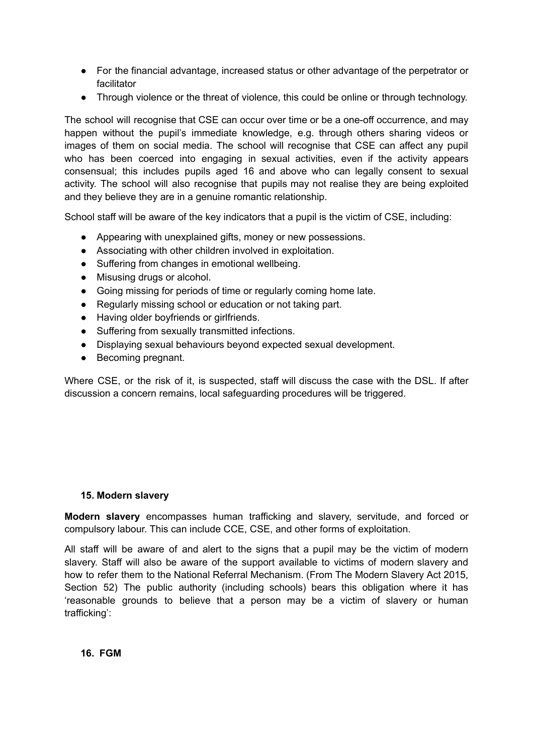- For the financial advantage, increased status or other advantage of the perpetrator or facilitator
- Through violence or the threat of violence, this could be online or through technology.

The school will recognise that CSE can occur over time or be a one-off occurrence, and may happen without the pupil's immediate knowledge, e.g. through others sharing videos or images of them on social media. The school will recognise that CSE can affect any pupil who has been coerced into engaging in sexual activities, even if the activity appears consensual; this includes pupils aged 16 and above who can legally consent to sexual activity. The school will also recognise that pupils may not realise they are being exploited and they believe they are in a genuine romantic relationship.

School staff will be aware of the key indicators that a pupil is the victim of CSE, including:

- Appearing with unexplained gifts, money or new possessions.
- Associating with other children involved in exploitation.
- Suffering from changes in emotional wellbeing.
- Misusing drugs or alcohol.
- Going missing for periods of time or regularly coming home late.
- Regularly missing school or education or not taking part.
- Having older boyfriends or girlfriends.
- Suffering from sexually transmitted infections.
- Displaying sexual behaviours beyond expected sexual development.
- Becoming pregnant.

Where CSE, or the risk of it, is suspected, staff will discuss the case with the DSL. If after discussion a concern remains, local safeguarding procedures will be triggered.

## 15. Modern slavery

**Modern slavery** encompasses human trafficking and slavery, servitude, and forced or compulsory labour. This can include CCE, CSE, and other forms of exploitation.

All staff will be aware of and alert to the signs that a pupil may be the victim of modern slavery. Staff will also be aware of the support available to victims of modern slavery and how to refer them to the National Referral Mechanism. (From The Modern Slavery Act 2015, Section 52) The public authority (including schools) bears this obligation where it has 'reasonable grounds to believe that a person may be a victim of slavery or human trafficking':

## 16. FGM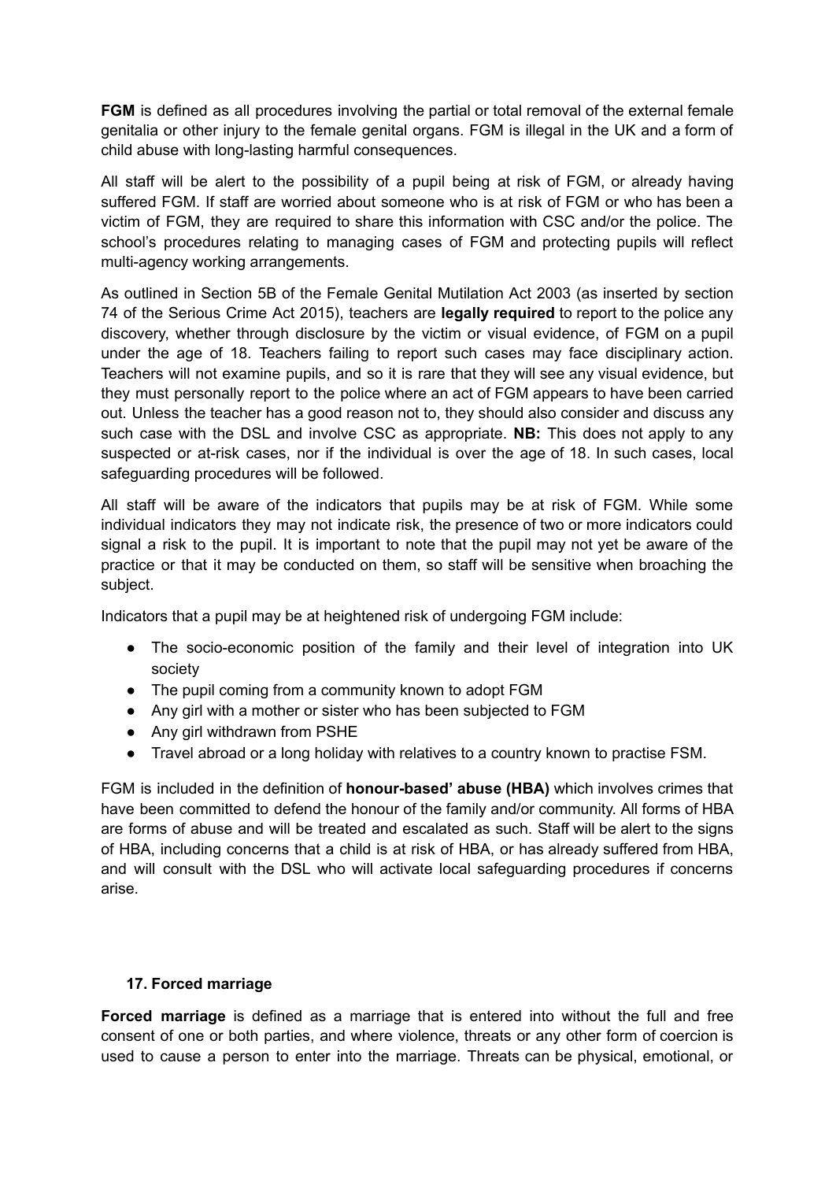**FGM** is defined as all procedures involving the partial or total removal of the external female genitalia or other injury to the female genital organs. FGM is illegal in the UK and a form of child abuse with long-lasting harmful consequences.

All staff will be alert to the possibility of a pupil being at risk of FGM, or already having suffered FGM. If staff are worried about someone who is at risk of FGM or who has been a victim of FGM, they are required to share this information with CSC and/or the police. The school's procedures relating to managing cases of FGM and protecting pupils will reflect multi-agency working arrangements.

As outlined in Section 5B of the Female Genital Mutilation Act 2003 (as inserted by section 74 of the Serious Crime Act 2015), teachers are **legally required** to report to the police any discovery, whether through disclosure by the victim or visual evidence, of FGM on a pupil under the age of 18. Teachers failing to report such cases may face disciplinary action. Teachers will not examine pupils, and so it is rare that they will see any visual evidence, but they must personally report to the police where an act of FGM appears to have been carried out. Unless the teacher has a good reason not to, they should also consider and discuss any such case with the DSL and involve CSC as appropriate. **NB:** This does not apply to any suspected or at-risk cases, nor if the individual is over the age of 18. In such cases, local safeguarding procedures will be followed.

All staff will be aware of the indicators that pupils may be at risk of FGM. While some individual indicators they may not indicate risk, the presence of two or more indicators could signal a risk to the pupil. It is important to note that the pupil may not yet be aware of the practice or that it may be conducted on them, so staff will be sensitive when broaching the subject.

Indicators that a pupil may be at heightened risk of undergoing FGM include:

- The socio-economic position of the family and their level of integration into UK society
- The pupil coming from a community known to adopt FGM
- Any girl with a mother or sister who has been subjected to FGM
- Any girl withdrawn from PSHE
- Travel abroad or a long holiday with relatives to a country known to practise FSM.

FGM is included in the definition of **honour-based' abuse (HBA)** which involves crimes that have been committed to defend the honour of the family and/or community. All forms of HBA are forms of abuse and will be treated and escalated as such. Staff will be alert to the signs of HBA, including concerns that a child is at risk of HBA, or has already suffered from HBA, and will consult with the DSL who will activate local safeguarding procedures if concerns arise.

## 17. Forced marriage

**Forced marriage** is defined as a marriage that is entered into without the full and free consent of one or both parties, and where violence, threats or any other form of coercion is used to cause a person to enter into the marriage. Threats can be physical, emotional, or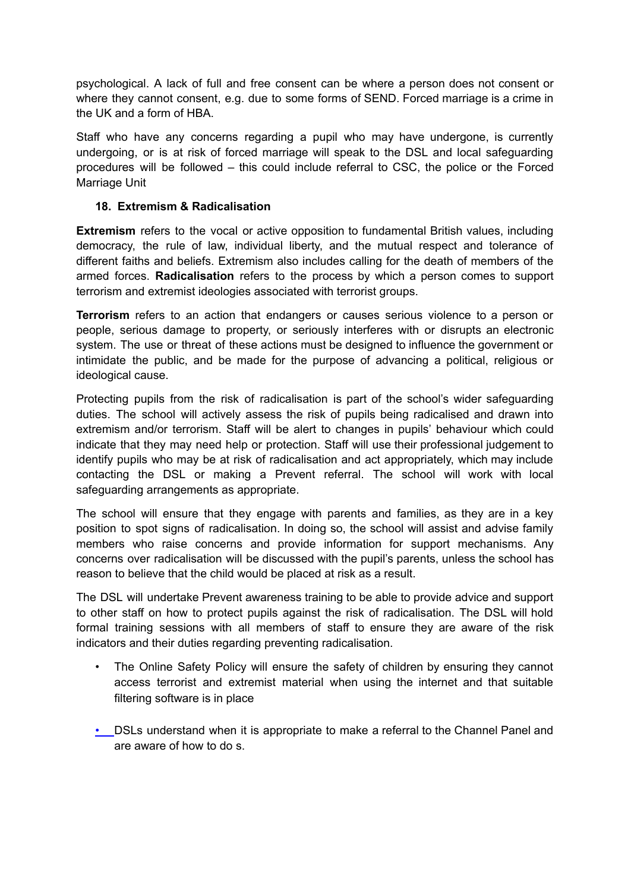psychological. A lack of full and free consent can be where a person does not consent or where they cannot consent, e.g. due to some forms of SEND. Forced marriage is a crime in the UK and a form of HBA.

Staff who have any concerns regarding a pupil who may have undergone, is currently undergoing, or is at risk of forced marriage will speak to the DSL and local safeguarding procedures will be followed – this could include referral to CSC, the police or the Forced Marriage Unit

## 18. Extremism & Radicalisation

**Extremism** refers to the vocal or active opposition to fundamental British values, including democracy, the rule of law, individual liberty, and the mutual respect and tolerance of different faiths and beliefs. Extremism also includes calling for the death of members of the armed forces. **Radicalisation** refers to the process by which a person comes to support terrorism and extremist ideologies associated with terrorist groups.

**Terrorism** refers to an action that endangers or causes serious violence to a person or people, serious damage to property, or seriously interferes with or disrupts an electronic system. The use or threat of these actions must be designed to influence the government or intimidate the public, and be made for the purpose of advancing a political, religious or ideological cause.

Protecting pupils from the risk of radicalisation is part of the school's wider safeguarding duties. The school will actively assess the risk of pupils being radicalised and drawn into extremism and/or terrorism. Staff will be alert to changes in pupils' behaviour which could indicate that they may need help or protection. Staff will use their professional judgement to identify pupils who may be at risk of radicalisation and act appropriately, which may include contacting the DSL or making a Prevent referral. The school will work with local safeguarding arrangements as appropriate.

The school will ensure that they engage with parents and families, as they are in a key position to spot signs of radicalisation. In doing so, the school will assist and advise family members who raise concerns and provide information for support mechanisms. Any concerns over radicalisation will be discussed with the pupil's parents, unless the school has reason to believe that the child would be placed at risk as a result.

The DSL will undertake Prevent awareness training to be able to provide advice and support to other staff on how to protect pupils against the risk of radicalisation. The DSL will hold formal training sessions with all members of staff to ensure they are aware of the risk indicators and their duties regarding preventing radicalisation.

- The Online Safety Policy will ensure the safety of children by ensuring they cannot access terrorist and extremist material when using the internet and that suitable filtering software is in place

- DSLs understand when it is appropriate to make a referral to the Channel Panel and are aware of how to do s.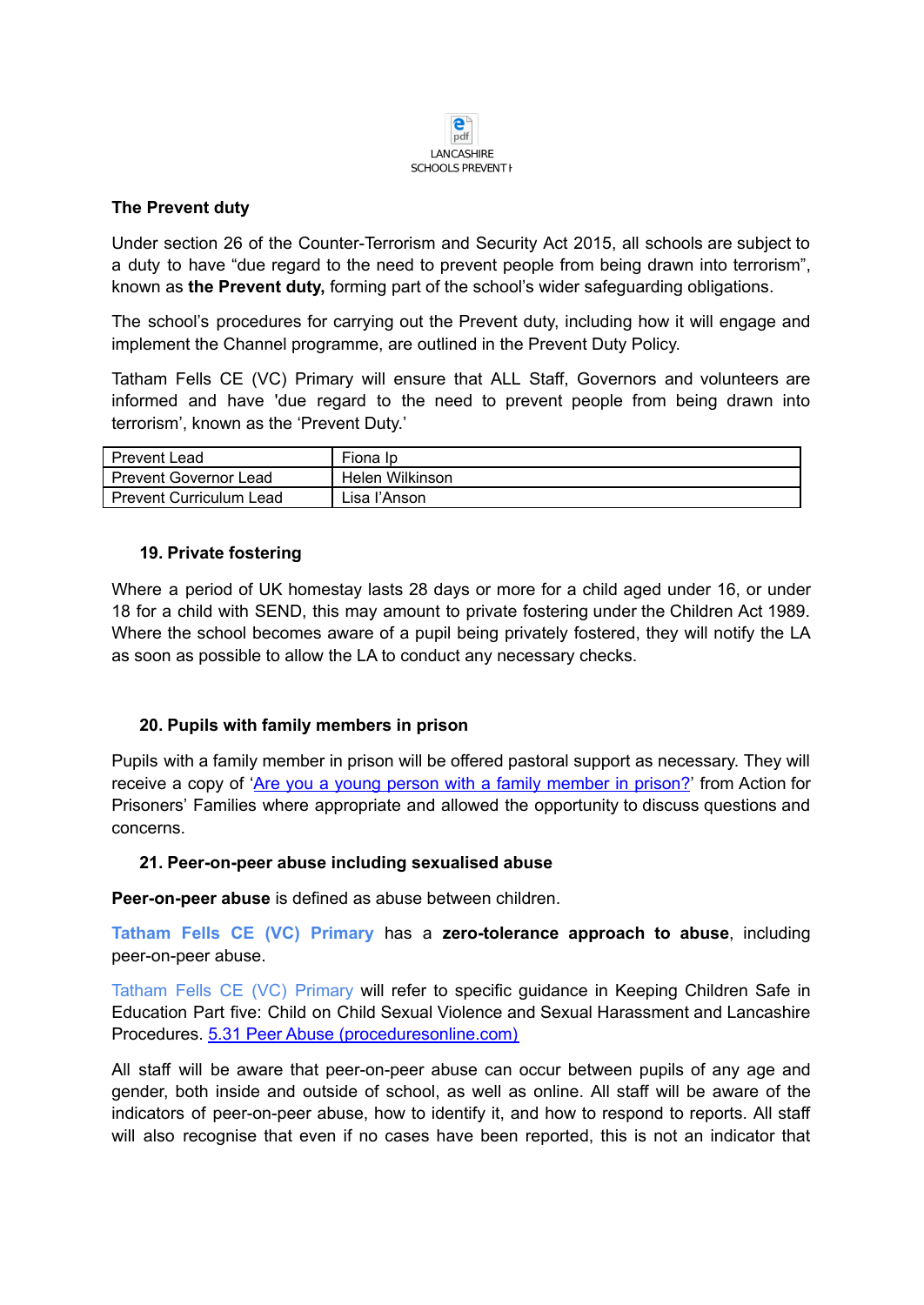LANCASHIRE SCHOOLS PREVENT I

**The Prevent duty**

Under section 26 of the Counter-Terrorism and Security Act 2015, all schools are subject to a duty to have “due regard to the need to prevent people from being drawn into terrorism”, known as **the Prevent duty,** forming part of the school’s wider safeguarding obligations.

The school’s procedures for carrying out the Prevent duty, including how it will engage and implement the Channel programme, are outlined in the Prevent Duty Policy.

Tatham Fells CE (VC) Primary will ensure that ALL Staff, Governors and volunteers are informed and have 'due regard to the need to prevent people from being drawn into terrorism’, known as the ‘Prevent Duty.’

| Prevent Lead | Fiona Ip |
|---|---|
| Prevent Governor Lead | Helen Wilkinson |
| Prevent Curriculum Lead | Lisa I'Anson |

### 19. Private fostering

Where a period of UK homestay lasts 28 days or more for a child aged under 16, or under 18 for a child with SEND, this may amount to private fostering under the Children Act 1989. Where the school becomes aware of a pupil being privately fostered, they will notify the LA as soon as possible to allow the LA to conduct any necessary checks.

### 20. Pupils with family members in prison

Pupils with a family member in prison will be offered pastoral support as necessary. They will receive a copy of ‘Are you a young person with a family member in prison?’ from Action for Prisoners’ Families where appropriate and allowed the opportunity to discuss questions and concerns.

### 21. Peer-on-peer abuse including sexualised abuse

**Peer-on-peer abuse** is defined as abuse between children.

**Tatham Fells CE (VC) Primary** has a **zero-tolerance approach to abuse**, including peer-on-peer abuse.

Tatham Fells CE (VC) Primary will refer to specific guidance in Keeping Children Safe in Education Part five: Child on Child Sexual Violence and Sexual Harassment and Lancashire Procedures. 5.31 Peer Abuse (proceduresonline.com)

All staff will be aware that peer-on-peer abuse can occur between pupils of any age and gender, both inside and outside of school, as well as online. All staff will be aware of the indicators of peer-on-peer abuse, how to identify it, and how to respond to reports. All staff will also recognise that even if no cases have been reported, this is not an indicator that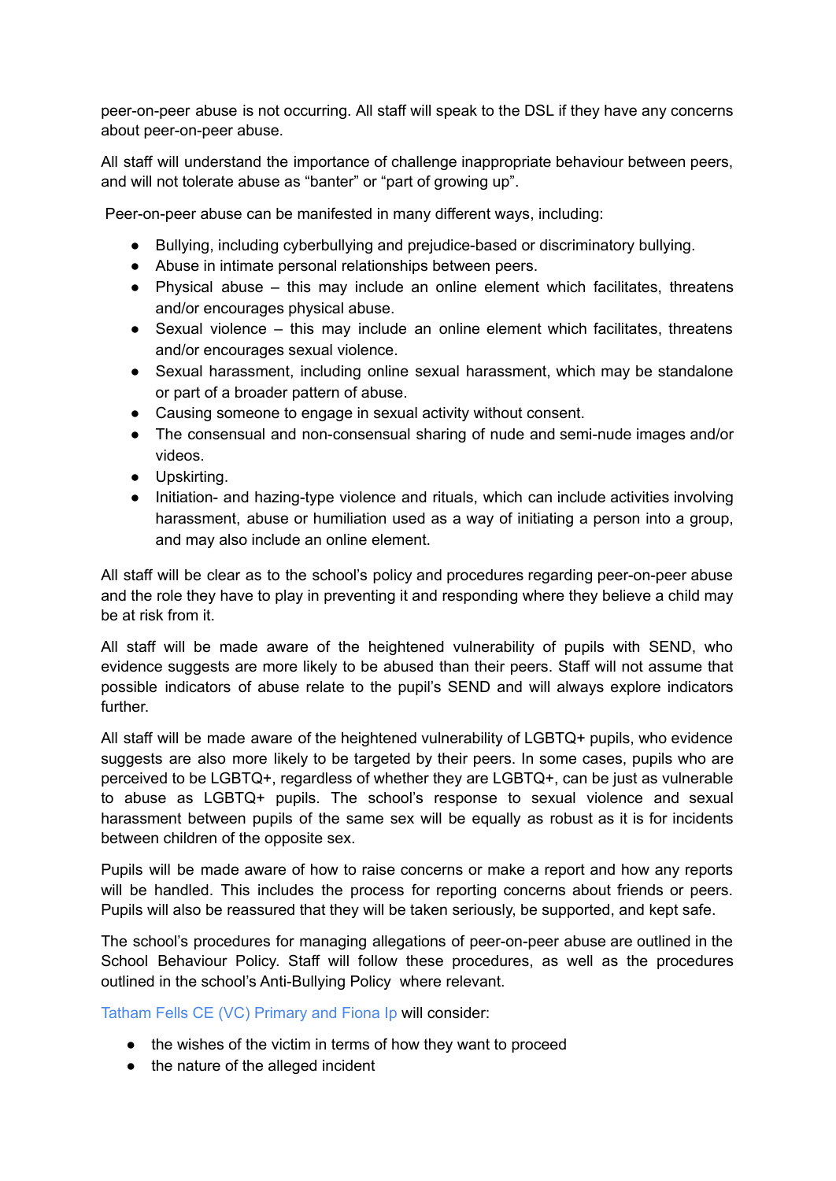peer-on-peer abuse is not occurring. All staff will speak to the DSL if they have any concerns about peer-on-peer abuse.

All staff will understand the importance of challenge inappropriate behaviour between peers, and will not tolerate abuse as "banter" or "part of growing up".

Peer-on-peer abuse can be manifested in many different ways, including:

- Bullying, including cyberbullying and prejudice-based or discriminatory bullying.
- Abuse in intimate personal relationships between peers.
- Physical abuse – this may include an online element which facilitates, threatens and/or encourages physical abuse.
- Sexual violence – this may include an online element which facilitates, threatens and/or encourages sexual violence.
- Sexual harassment, including online sexual harassment, which may be standalone or part of a broader pattern of abuse.
- Causing someone to engage in sexual activity without consent.
- The consensual and non-consensual sharing of nude and semi-nude images and/or videos.
- Upskirting.
- Initiation- and hazing-type violence and rituals, which can include activities involving harassment, abuse or humiliation used as a way of initiating a person into a group, and may also include an online element.

All staff will be clear as to the school's policy and procedures regarding peer-on-peer abuse and the role they have to play in preventing it and responding where they believe a child may be at risk from it.

All staff will be made aware of the heightened vulnerability of pupils with SEND, who evidence suggests are more likely to be abused than their peers. Staff will not assume that possible indicators of abuse relate to the pupil's SEND and will always explore indicators further.

All staff will be made aware of the heightened vulnerability of LGBTQ+ pupils, who evidence suggests are also more likely to be targeted by their peers. In some cases, pupils who are perceived to be LGBTQ+, regardless of whether they are LGBTQ+, can be just as vulnerable to abuse as LGBTQ+ pupils. The school's response to sexual violence and sexual harassment between pupils of the same sex will be equally as robust as it is for incidents between children of the opposite sex.

Pupils will be made aware of how to raise concerns or make a report and how any reports will be handled. This includes the process for reporting concerns about friends or peers. Pupils will also be reassured that they will be taken seriously, be supported, and kept safe.

The school's procedures for managing allegations of peer-on-peer abuse are outlined in the School Behaviour Policy. Staff will follow these procedures, as well as the procedures outlined in the school's Anti-Bullying Policy where relevant.

Tatham Fells CE (VC) Primary and Fiona Ip will consider:

- the wishes of the victim in terms of how they want to proceed
- the nature of the alleged incident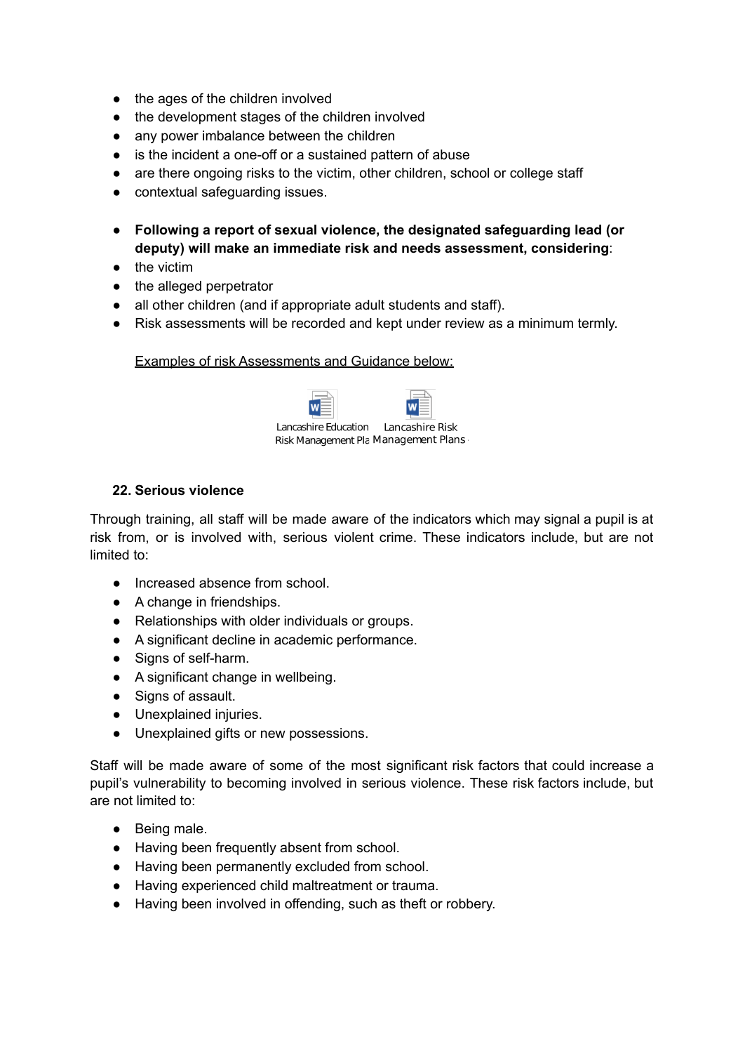- the ages of the children involved
- the development stages of the children involved
- any power imbalance between the children
- is the incident a one-off or a sustained pattern of abuse
- are there ongoing risks to the victim, other children, school or college staff
- contextual safeguarding issues.

- **Following a report of sexual violence, the designated safeguarding lead (or deputy) will make an immediate risk and needs assessment, considering**:
- the victim
- the alleged perpetrator
- all other children (and if appropriate adult students and staff).
- Risk assessments will be recorded and kept under review as a minimum termly.

Examples of risk Assessments and Guidance below:

Lancashire Education Risk Management Pla    Lancashire Risk Management Plans

### 22. Serious violence

Through training, all staff will be made aware of the indicators which may signal a pupil is at risk from, or is involved with, serious violent crime. These indicators include, but are not limited to:

- Increased absence from school.
- A change in friendships.
- Relationships with older individuals or groups.
- A significant decline in academic performance.
- Signs of self-harm.
- A significant change in wellbeing.
- Signs of assault.
- Unexplained injuries.
- Unexplained gifts or new possessions.

Staff will be made aware of some of the most significant risk factors that could increase a pupil's vulnerability to becoming involved in serious violence. These risk factors include, but are not limited to:

- Being male.
- Having been frequently absent from school.
- Having been permanently excluded from school.
- Having experienced child maltreatment or trauma.
- Having been involved in offending, such as theft or robbery.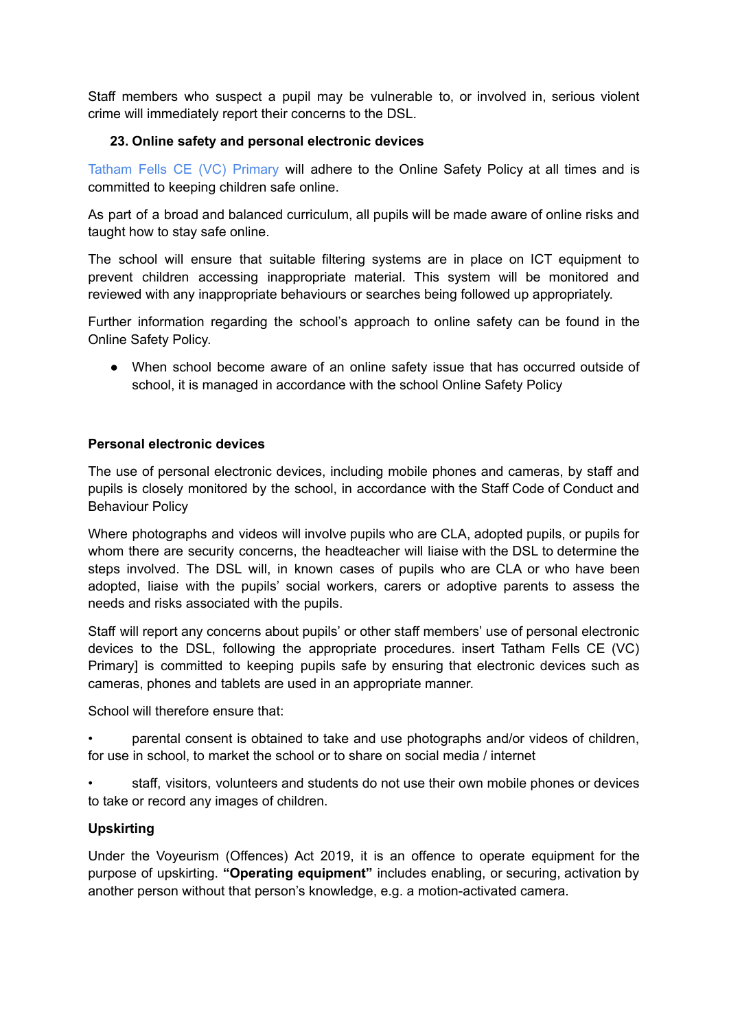Staff members who suspect a pupil may be vulnerable to, or involved in, serious violent crime will immediately report their concerns to the DSL.

### 23. Online safety and personal electronic devices

Tatham Fells CE (VC) Primary will adhere to the Online Safety Policy at all times and is committed to keeping children safe online.

As part of a broad and balanced curriculum, all pupils will be made aware of online risks and taught how to stay safe online.

The school will ensure that suitable filtering systems are in place on ICT equipment to prevent children accessing inappropriate material. This system will be monitored and reviewed with any inappropriate behaviours or searches being followed up appropriately.

Further information regarding the school's approach to online safety can be found in the Online Safety Policy.

- When school become aware of an online safety issue that has occurred outside of school, it is managed in accordance with the school Online Safety Policy

**Personal electronic devices**

The use of personal electronic devices, including mobile phones and cameras, by staff and pupils is closely monitored by the school, in accordance with the Staff Code of Conduct and Behaviour Policy

Where photographs and videos will involve pupils who are CLA, adopted pupils, or pupils for whom there are security concerns, the headteacher will liaise with the DSL to determine the steps involved. The DSL will, in known cases of pupils who are CLA or who have been adopted, liaise with the pupils' social workers, carers or adoptive parents to assess the needs and risks associated with the pupils.

Staff will report any concerns about pupils' or other staff members' use of personal electronic devices to the DSL, following the appropriate procedures. insert Tatham Fells CE (VC) Primary] is committed to keeping pupils safe by ensuring that electronic devices such as cameras, phones and tablets are used in an appropriate manner.

School will therefore ensure that:

- parental consent is obtained to take and use photographs and/or videos of children, for use in school, to market the school or to share on social media / internet
- staff, visitors, volunteers and students do not use their own mobile phones or devices to take or record any images of children.

**Upskirting**

Under the Voyeurism (Offences) Act 2019, it is an offence to operate equipment for the purpose of upskirting. **"Operating equipment"** includes enabling, or securing, activation by another person without that person's knowledge, e.g. a motion-activated camera.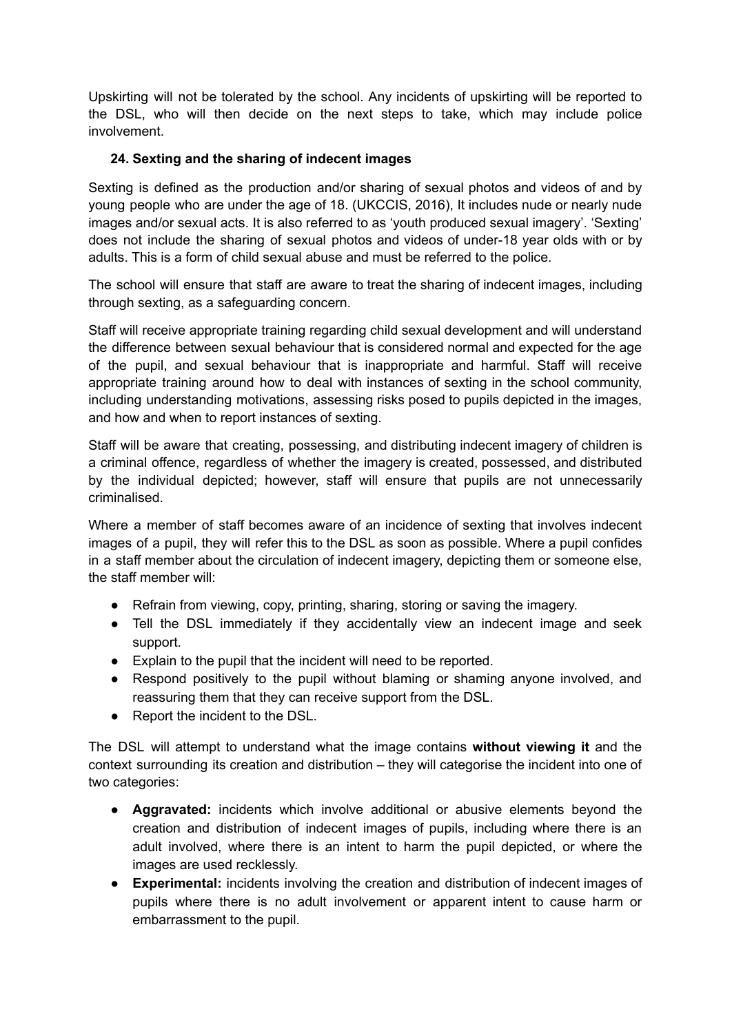Upskirting will not be tolerated by the school. Any incidents of upskirting will be reported to the DSL, who will then decide on the next steps to take, which may include police involvement.

### 24. Sexting and the sharing of indecent images

Sexting is defined as the production and/or sharing of sexual photos and videos of and by young people who are under the age of 18. (UKCCIS, 2016), It includes nude or nearly nude images and/or sexual acts. It is also referred to as 'youth produced sexual imagery'. 'Sexting' does not include the sharing of sexual photos and videos of under-18 year olds with or by adults. This is a form of child sexual abuse and must be referred to the police.

The school will ensure that staff are aware to treat the sharing of indecent images, including through sexting, as a safeguarding concern.

Staff will receive appropriate training regarding child sexual development and will understand the difference between sexual behaviour that is considered normal and expected for the age of the pupil, and sexual behaviour that is inappropriate and harmful. Staff will receive appropriate training around how to deal with instances of sexting in the school community, including understanding motivations, assessing risks posed to pupils depicted in the images, and how and when to report instances of sexting.

Staff will be aware that creating, possessing, and distributing indecent imagery of children is a criminal offence, regardless of whether the imagery is created, possessed, and distributed by the individual depicted; however, staff will ensure that pupils are not unnecessarily criminalised.

Where a member of staff becomes aware of an incidence of sexting that involves indecent images of a pupil, they will refer this to the DSL as soon as possible. Where a pupil confides in a staff member about the circulation of indecent imagery, depicting them or someone else, the staff member will:

- Refrain from viewing, copy, printing, sharing, storing or saving the imagery.
- Tell the DSL immediately if they accidentally view an indecent image and seek support.
- Explain to the pupil that the incident will need to be reported.
- Respond positively to the pupil without blaming or shaming anyone involved, and reassuring them that they can receive support from the DSL.
- Report the incident to the DSL.

The DSL will attempt to understand what the image contains **without viewing it** and the context surrounding its creation and distribution – they will categorise the incident into one of two categories:

- **Aggravated:** incidents which involve additional or abusive elements beyond the creation and distribution of indecent images of pupils, including where there is an adult involved, where there is an intent to harm the pupil depicted, or where the images are used recklessly.
- **Experimental:** incidents involving the creation and distribution of indecent images of pupils where there is no adult involvement or apparent intent to cause harm or embarrassment to the pupil.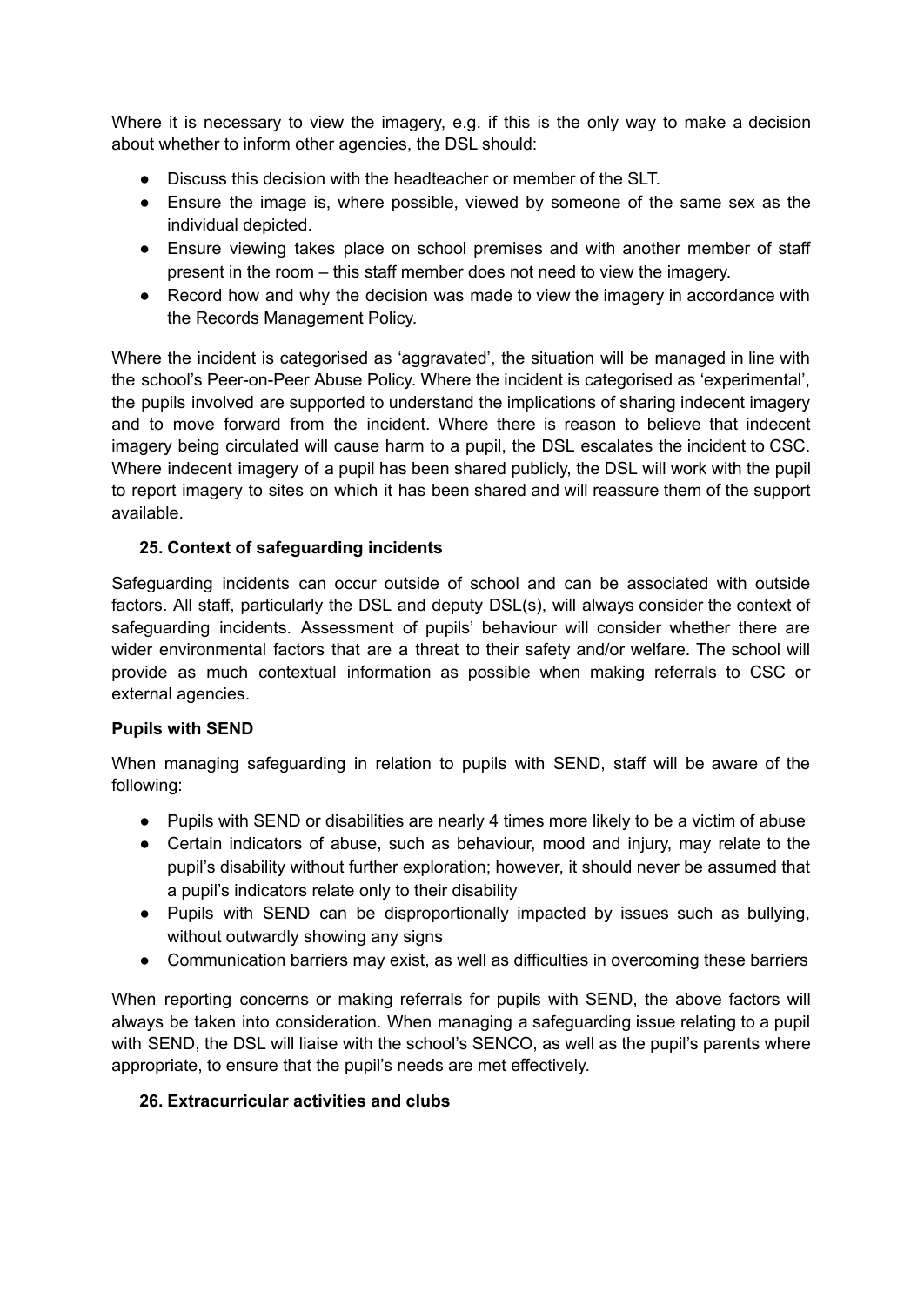Where it is necessary to view the imagery, e.g. if this is the only way to make a decision about whether to inform other agencies, the DSL should:

- Discuss this decision with the headteacher or member of the SLT.
- Ensure the image is, where possible, viewed by someone of the same sex as the individual depicted.
- Ensure viewing takes place on school premises and with another member of staff present in the room – this staff member does not need to view the imagery.
- Record how and why the decision was made to view the imagery in accordance with the Records Management Policy.

Where the incident is categorised as 'aggravated', the situation will be managed in line with the school's Peer-on-Peer Abuse Policy. Where the incident is categorised as 'experimental', the pupils involved are supported to understand the implications of sharing indecent imagery and to move forward from the incident. Where there is reason to believe that indecent imagery being circulated will cause harm to a pupil, the DSL escalates the incident to CSC. Where indecent imagery of a pupil has been shared publicly, the DSL will work with the pupil to report imagery to sites on which it has been shared and will reassure them of the support available.

## 25. Context of safeguarding incidents

Safeguarding incidents can occur outside of school and can be associated with outside factors. All staff, particularly the DSL and deputy DSL(s), will always consider the context of safeguarding incidents. Assessment of pupils' behaviour will consider whether there are wider environmental factors that are a threat to their safety and/or welfare. The school will provide as much contextual information as possible when making referrals to CSC or external agencies.

**Pupils with SEND**

When managing safeguarding in relation to pupils with SEND, staff will be aware of the following:

- Pupils with SEND or disabilities are nearly 4 times more likely to be a victim of abuse
- Certain indicators of abuse, such as behaviour, mood and injury, may relate to the pupil's disability without further exploration; however, it should never be assumed that a pupil's indicators relate only to their disability
- Pupils with SEND can be disproportionally impacted by issues such as bullying, without outwardly showing any signs
- Communication barriers may exist, as well as difficulties in overcoming these barriers

When reporting concerns or making referrals for pupils with SEND, the above factors will always be taken into consideration. When managing a safeguarding issue relating to a pupil with SEND, the DSL will liaise with the school's SENCO, as well as the pupil's parents where appropriate, to ensure that the pupil's needs are met effectively.

## 26. Extracurricular activities and clubs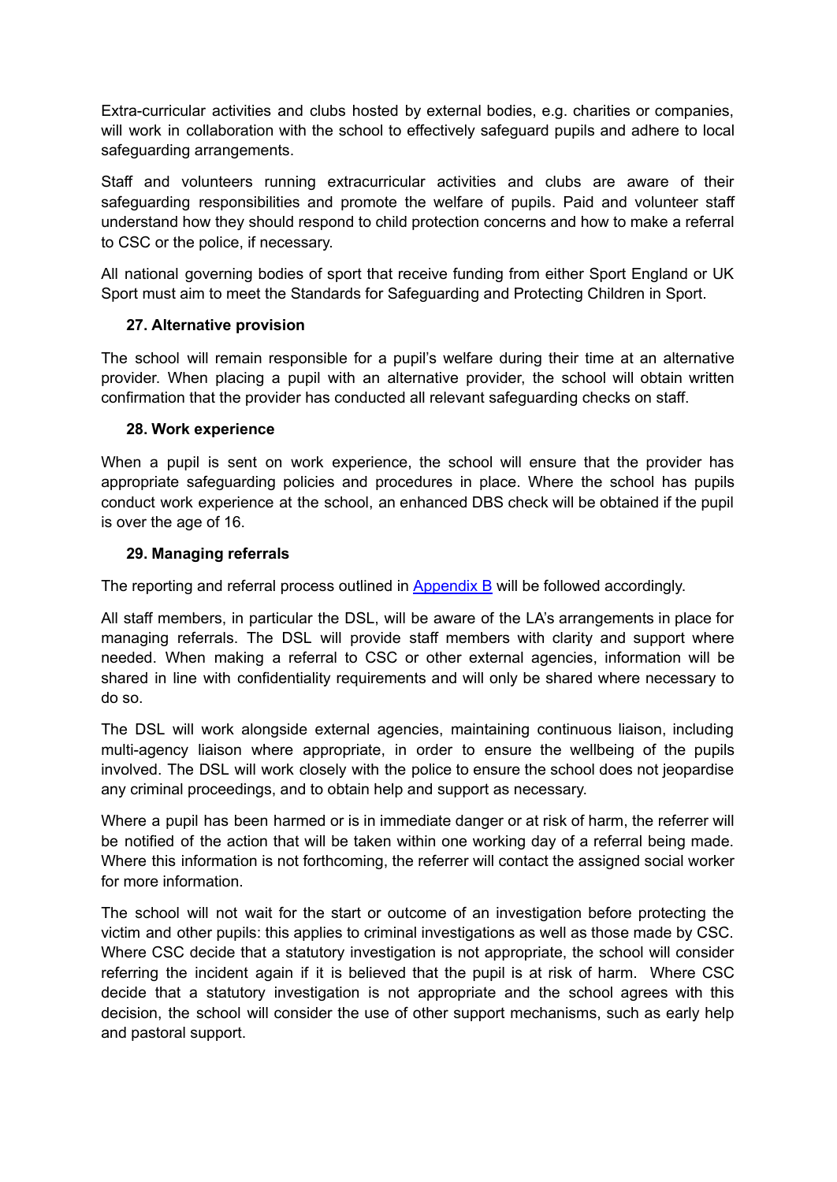Extra-curricular activities and clubs hosted by external bodies, e.g. charities or companies, will work in collaboration with the school to effectively safeguard pupils and adhere to local safeguarding arrangements.

Staff and volunteers running extracurricular activities and clubs are aware of their safeguarding responsibilities and promote the welfare of pupils. Paid and volunteer staff understand how they should respond to child protection concerns and how to make a referral to CSC or the police, if necessary.

All national governing bodies of sport that receive funding from either Sport England or UK Sport must aim to meet the Standards for Safeguarding and Protecting Children in Sport.

### 27. Alternative provision

The school will remain responsible for a pupil's welfare during their time at an alternative provider. When placing a pupil with an alternative provider, the school will obtain written confirmation that the provider has conducted all relevant safeguarding checks on staff.

### 28. Work experience

When a pupil is sent on work experience, the school will ensure that the provider has appropriate safeguarding policies and procedures in place. Where the school has pupils conduct work experience at the school, an enhanced DBS check will be obtained if the pupil is over the age of 16.

### 29. Managing referrals

The reporting and referral process outlined in Appendix B will be followed accordingly.

All staff members, in particular the DSL, will be aware of the LA's arrangements in place for managing referrals. The DSL will provide staff members with clarity and support where needed. When making a referral to CSC or other external agencies, information will be shared in line with confidentiality requirements and will only be shared where necessary to do so.

The DSL will work alongside external agencies, maintaining continuous liaison, including multi-agency liaison where appropriate, in order to ensure the wellbeing of the pupils involved. The DSL will work closely with the police to ensure the school does not jeopardise any criminal proceedings, and to obtain help and support as necessary.

Where a pupil has been harmed or is in immediate danger or at risk of harm, the referrer will be notified of the action that will be taken within one working day of a referral being made. Where this information is not forthcoming, the referrer will contact the assigned social worker for more information.

The school will not wait for the start or outcome of an investigation before protecting the victim and other pupils: this applies to criminal investigations as well as those made by CSC. Where CSC decide that a statutory investigation is not appropriate, the school will consider referring the incident again if it is believed that the pupil is at risk of harm. Where CSC decide that a statutory investigation is not appropriate and the school agrees with this decision, the school will consider the use of other support mechanisms, such as early help and pastoral support.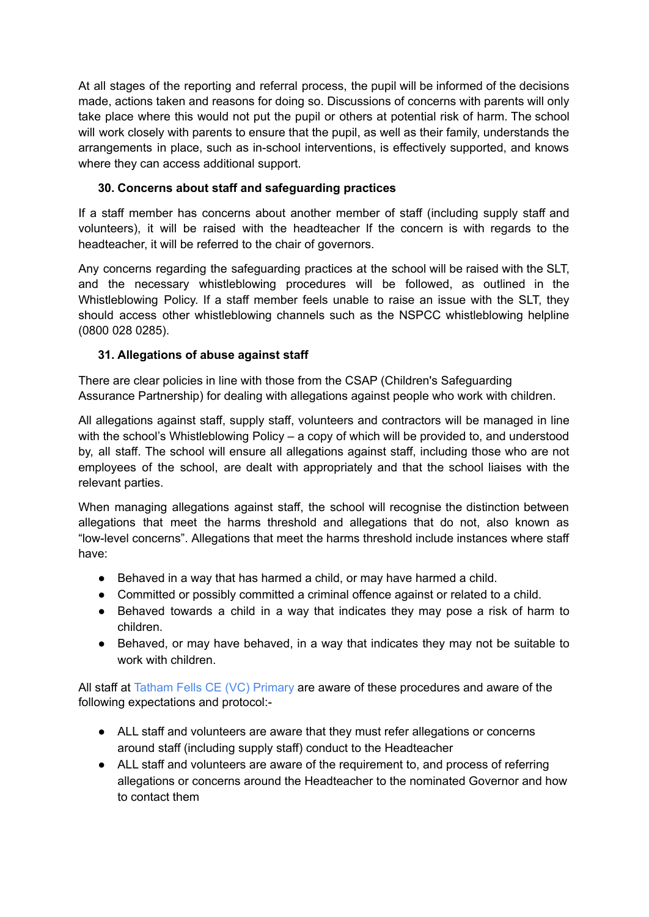At all stages of the reporting and referral process, the pupil will be informed of the decisions made, actions taken and reasons for doing so. Discussions of concerns with parents will only take place where this would not put the pupil or others at potential risk of harm. The school will work closely with parents to ensure that the pupil, as well as their family, understands the arrangements in place, such as in-school interventions, is effectively supported, and knows where they can access additional support.

### 30. Concerns about staff and safeguarding practices

If a staff member has concerns about another member of staff (including supply staff and volunteers), it will be raised with the headteacher If the concern is with regards to the headteacher, it will be referred to the chair of governors.

Any concerns regarding the safeguarding practices at the school will be raised with the SLT, and the necessary whistleblowing procedures will be followed, as outlined in the Whistleblowing Policy. If a staff member feels unable to raise an issue with the SLT, they should access other whistleblowing channels such as the NSPCC whistleblowing helpline (0800 028 0285).

### 31. Allegations of abuse against staff

There are clear policies in line with those from the CSAP (Children's Safeguarding Assurance Partnership) for dealing with allegations against people who work with children.

All allegations against staff, supply staff, volunteers and contractors will be managed in line with the school's Whistleblowing Policy – a copy of which will be provided to, and understood by, all staff. The school will ensure all allegations against staff, including those who are not employees of the school, are dealt with appropriately and that the school liaises with the relevant parties.

When managing allegations against staff, the school will recognise the distinction between allegations that meet the harms threshold and allegations that do not, also known as "low-level concerns". Allegations that meet the harms threshold include instances where staff have:

- Behaved in a way that has harmed a child, or may have harmed a child.
- Committed or possibly committed a criminal offence against or related to a child.
- Behaved towards a child in a way that indicates they may pose a risk of harm to children.
- Behaved, or may have behaved, in a way that indicates they may not be suitable to work with children.

All staff at Tatham Fells CE (VC) Primary are aware of these procedures and aware of the following expectations and protocol:-

- ALL staff and volunteers are aware that they must refer allegations or concerns around staff (including supply staff) conduct to the Headteacher
- ALL staff and volunteers are aware of the requirement to, and process of referring allegations or concerns around the Headteacher to the nominated Governor and how to contact them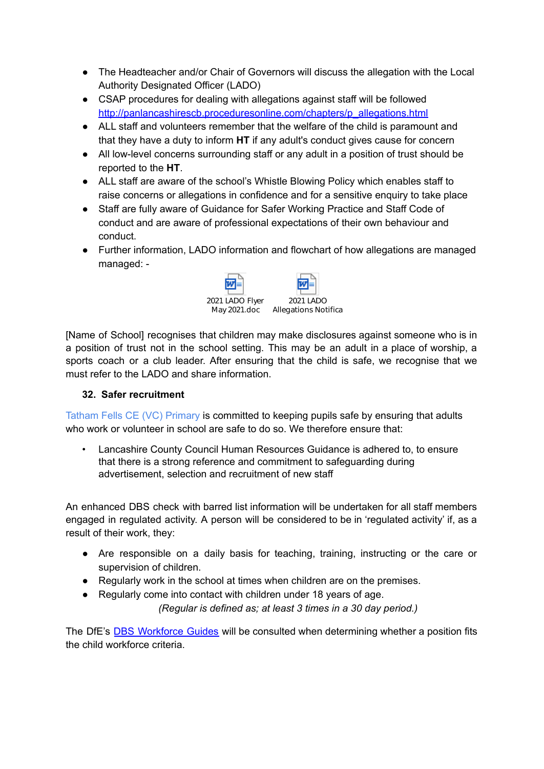- The Headteacher and/or Chair of Governors will discuss the allegation with the Local Authority Designated Officer (LADO)
- CSAP procedures for dealing with allegations against staff will be followed http://panlancashirescb.proceduresonline.com/chapters/p_allegations.html
- ALL staff and volunteers remember that the welfare of the child is paramount and that they have a duty to inform **HT** if any adult's conduct gives cause for concern
- All low-level concerns surrounding staff or any adult in a position of trust should be reported to the **HT**.
- ALL staff are aware of the school's Whistle Blowing Policy which enables staff to raise concerns or allegations in confidence and for a sensitive enquiry to take place
- Staff are fully aware of Guidance for Safer Working Practice and Staff Code of conduct and are aware of professional expectations of their own behaviour and conduct.
- Further information, LADO information and flowchart of how allegations are managed managed: -

2021 LADO Flyer May 2021.doc    2021 LADO Allegations Notifica

[Name of School] recognises that children may make disclosures against someone who is in a position of trust not in the school setting. This may be an adult in a place of worship, a sports coach or a club leader. After ensuring that the child is safe, we recognise that we must refer to the LADO and share information.

### 32. Safer recruitment

Tatham Fells CE (VC) Primary is committed to keeping pupils safe by ensuring that adults who work or volunteer in school are safe to do so. We therefore ensure that:

- Lancashire County Council Human Resources Guidance is adhered to, to ensure that there is a strong reference and commitment to safeguarding during advertisement, selection and recruitment of new staff

An enhanced DBS check with barred list information will be undertaken for all staff members engaged in regulated activity. A person will be considered to be in 'regulated activity' if, as a result of their work, they:

- Are responsible on a daily basis for teaching, training, instructing or the care or supervision of children.
- Regularly work in the school at times when children are on the premises.
- Regularly come into contact with children under 18 years of age.

*(Regular is defined as; at least 3 times in a 30 day period.)*

The DfE's DBS Workforce Guides will be consulted when determining whether a position fits the child workforce criteria.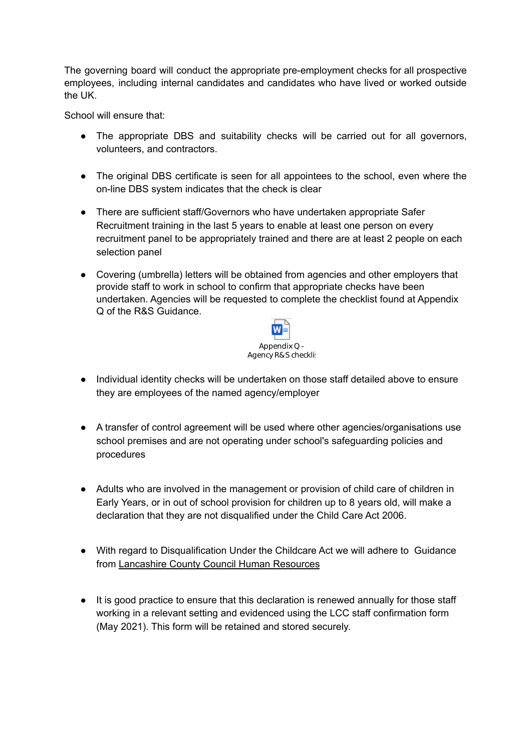The governing board will conduct the appropriate pre-employment checks for all prospective employees, including internal candidates and candidates who have lived or worked outside the UK.

School will ensure that:

- The appropriate DBS and suitability checks will be carried out for all governors, volunteers, and contractors.

- The original DBS certificate is seen for all appointees to the school, even where the on-line DBS system indicates that the check is clear

- There are sufficient staff/Governors who have undertaken appropriate Safer Recruitment training in the last 5 years to enable at least one person on every recruitment panel to be appropriately trained and there are at least 2 people on each selection panel

- Covering (umbrella) letters will be obtained from agencies and other employers that provide staff to work in school to confirm that appropriate checks have been undertaken. Agencies will be requested to complete the checklist found at Appendix Q of the R&S Guidance.

  Appendix Q - Agency R&S checklis

- Individual identity checks will be undertaken on those staff detailed above to ensure they are employees of the named agency/employer

- A transfer of control agreement will be used where other agencies/organisations use school premises and are not operating under school's safeguarding policies and procedures

- Adults who are involved in the management or provision of child care of children in Early Years, or in out of school provision for children up to 8 years old, will make a declaration that they are not disqualified under the Child Care Act 2006.

- With regard to Disqualification Under the Childcare Act we will adhere to Guidance from Lancashire County Council Human Resources

- It is good practice to ensure that this declaration is renewed annually for those staff working in a relevant setting and evidenced using the LCC staff confirmation form (May 2021). This form will be retained and stored securely.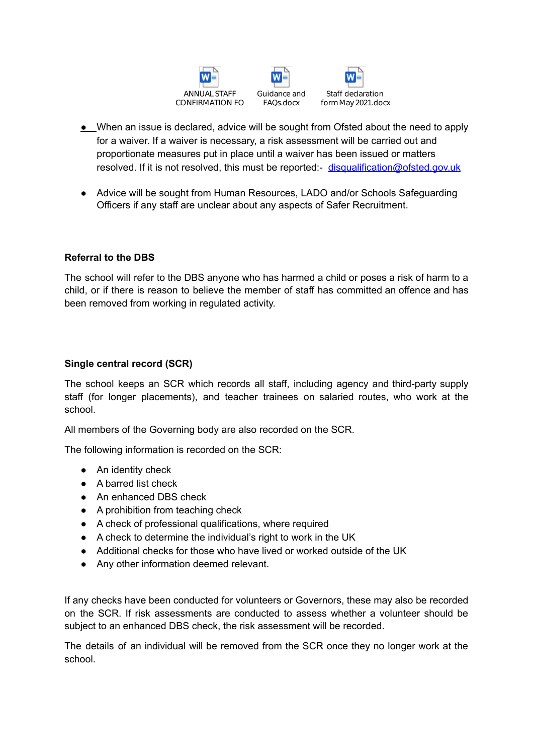ANNUAL STAFF CONFIRMATION FO    Guidance and FAQs.docx    Staff declaration form May 2021.docx

- When an issue is declared, advice will be sought from Ofsted about the need to apply for a waiver. If a waiver is necessary, a risk assessment will be carried out and proportionate measures put in place until a waiver has been issued or matters resolved. If it is not resolved, this must be reported:- disqualification@ofsted.gov.uk

- Advice will be sought from Human Resources, LADO and/or Schools Safeguarding Officers if any staff are unclear about any aspects of Safer Recruitment.

**Referral to the DBS**

The school will refer to the DBS anyone who has harmed a child or poses a risk of harm to a child, or if there is reason to believe the member of staff has committed an offence and has been removed from working in regulated activity.

**Single central record (SCR)**

The school keeps an SCR which records all staff, including agency and third-party supply staff (for longer placements), and teacher trainees on salaried routes, who work at the school.

All members of the Governing body are also recorded on the SCR.

The following information is recorded on the SCR:

- An identity check
- A barred list check
- An enhanced DBS check
- A prohibition from teaching check
- A check of professional qualifications, where required
- A check to determine the individual's right to work in the UK
- Additional checks for those who have lived or worked outside of the UK
- Any other information deemed relevant.

If any checks have been conducted for volunteers or Governors, these may also be recorded on the SCR. If risk assessments are conducted to assess whether a volunteer should be subject to an enhanced DBS check, the risk assessment will be recorded.

The details of an individual will be removed from the SCR once they no longer work at the school.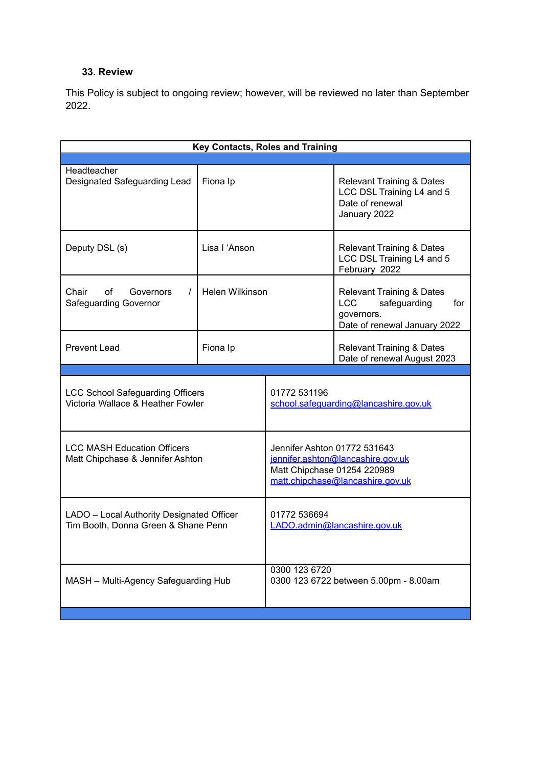### 33. Review

This Policy is subject to ongoing review; however, will be reviewed no later than September 2022.

| Key Contacts, Roles and Training | | |
|---|---|---|
| Headteacher<br>Designated Safeguarding Lead | Fiona Ip | Relevant Training & Dates<br>LCC DSL Training L4 and 5<br>Date of renewal<br>January 2022 |
| Deputy DSL (s) | Lisa I 'Anson | Relevant Training & Dates<br>LCC DSL Training L4 and 5<br>February 2022 |
| Chair of Governors / Safeguarding Governor | Helen Wilkinson | Relevant Training & Dates<br>LCC safeguarding for governors.<br>Date of renewal January 2022 |
| Prevent Lead | Fiona Ip | Relevant Training & Dates<br>Date of renewal August 2023 |

| | |
|---|---|
| LCC School Safeguarding Officers<br>Victoria Wallace & Heather Fowler | 01772 531196<br>school.safeguarding@lancashire.gov.uk |
| LCC MASH Education Officers<br>Matt Chipchase & Jennifer Ashton | Jennifer Ashton 01772 531643<br>jennifer.ashton@lancashire.gov.uk<br>Matt Chipchase 01254 220989<br>matt.chipchase@lancashire.gov.uk |
| LADO – Local Authority Designated Officer<br>Tim Booth, Donna Green & Shane Penn | 01772 536694<br>LADO.admin@lancashire.gov.uk |
| MASH – Multi-Agency Safeguarding Hub | 0300 123 6720<br>0300 123 6722 between 5.00pm - 8.00am |